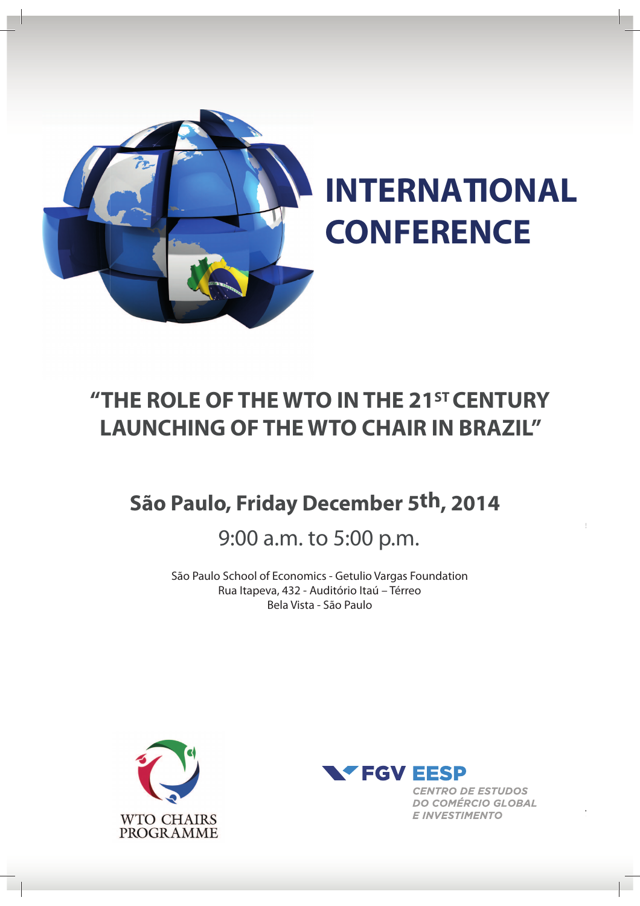# INTERNATIONAL CONFERENCE

## "THE ROLE OF THE WTO IN THE 21ST CENTURY LAUNCHING OF THE WTO CHAIR IN BRAZIL"

**São Paulo, Friday December 5th, 2014**

9:00 a.m. to 5:00 p.m.

São Paulo School of Economics - Getulio Vargas Foundation
Rua Itapeva, 432 - Auditório Itaú – Térreo
Bela Vista - São Paulo

WTO CHAIRS PROGRAMME

FGV EESP
*CENTRO DE ESTUDOS DO COMÉRCIO GLOBAL E INVESTIMENTO*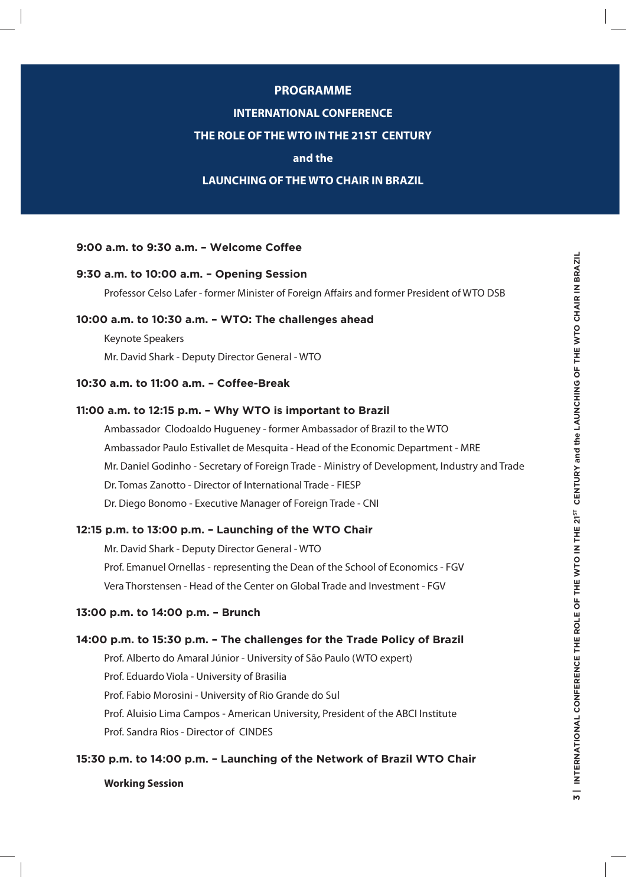# PROGRAMME

## INTERNATIONAL CONFERENCE

## THE ROLE OF THE WTO IN THE 21ST CENTURY

## and the

## LAUNCHING OF THE WTO CHAIR IN BRAZIL

**9:00 a.m. to 9:30 a.m. – Welcome Coffee**

**9:30 a.m. to 10:00 a.m. – Opening Session**

Professor Celso Lafer - former Minister of Foreign Affairs and former President of WTO DSB

**10:00 a.m. to 10:30 a.m. – WTO: The challenges ahead**

Keynote Speakers

Mr. David Shark - Deputy Director General - WTO

**10:30 a.m. to 11:00 a.m. – Coffee-Break**

**11:00 a.m. to 12:15 p.m. – Why WTO is important to Brazil**

Ambassador Clodoaldo Hugueney - former Ambassador of Brazil to the WTO

Ambassador Paulo Estivallet de Mesquita - Head of the Economic Department - MRE

Mr. Daniel Godinho - Secretary of Foreign Trade - Ministry of Development, Industry and Trade

Dr. Tomas Zanotto - Director of International Trade - FIESP

Dr. Diego Bonomo - Executive Manager of Foreign Trade - CNI

**12:15 p.m. to 13:00 p.m. – Launching of the WTO Chair**

Mr. David Shark - Deputy Director General - WTO

Prof. Emanuel Ornellas - representing the Dean of the School of Economics - FGV

Vera Thorstensen - Head of the Center on Global Trade and Investment - FGV

**13:00 p.m. to 14:00 p.m. – Brunch**

**14:00 p.m. to 15:30 p.m. – The challenges for the Trade Policy of Brazil**

Prof. Alberto do Amaral Júnior - University of São Paulo (WTO expert)

Prof. Eduardo Viola - University of Brasilia

Prof. Fabio Morosini - University of Rio Grande do Sul

Prof. Aluisio Lima Campos - American University, President of the ABCI Institute

Prof. Sandra Rios - Director of CINDES

**15:30 p.m. to 14:00 p.m. – Launching of the Network of Brazil WTO Chair**

**Working Session**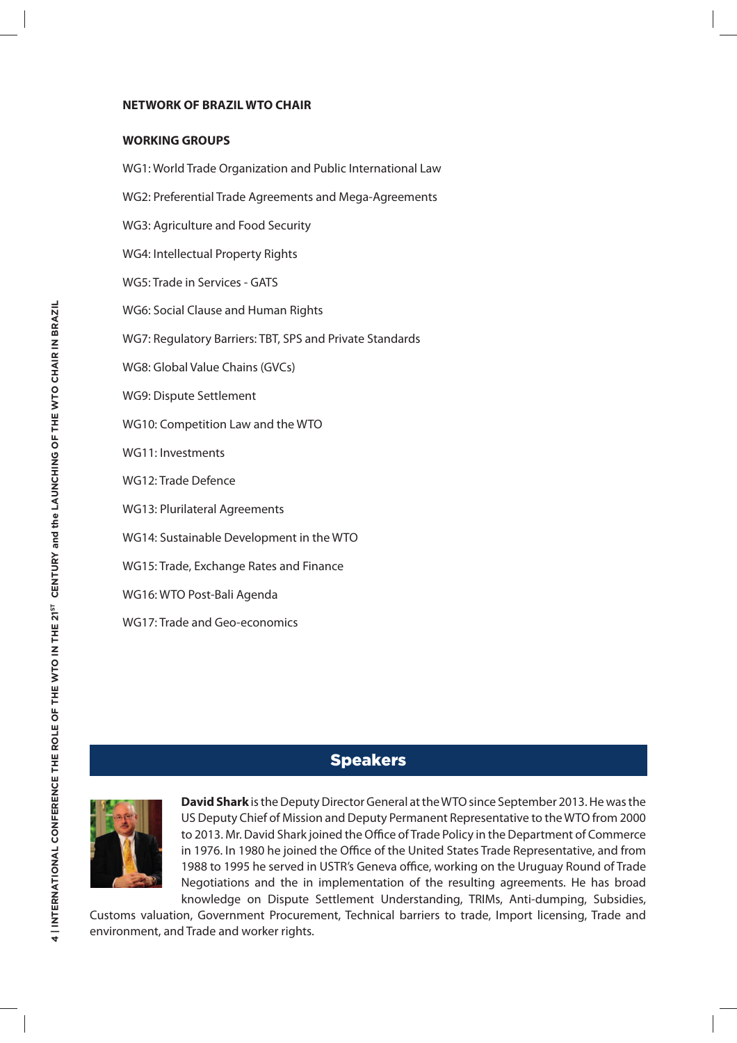**NETWORK OF BRAZIL WTO CHAIR**

**WORKING GROUPS**

WG1: World Trade Organization and Public International Law

WG2: Preferential Trade Agreements and Mega-Agreements

WG3: Agriculture and Food Security

WG4: Intellectual Property Rights

WG5: Trade in Services - GATS

WG6: Social Clause and Human Rights

WG7: Regulatory Barriers: TBT, SPS and Private Standards

WG8: Global Value Chains (GVCs)

WG9: Dispute Settlement

WG10: Competition Law and the WTO

WG11: Investments

WG12: Trade Defence

WG13: Plurilateral Agreements

WG14: Sustainable Development in the WTO

WG15: Trade, Exchange Rates and Finance

WG16: WTO Post-Bali Agenda

WG17: Trade and Geo-economics

## Speakers

**David Shark** is the Deputy Director General at the WTO since September 2013. He was the US Deputy Chief of Mission and Deputy Permanent Representative to the WTO from 2000 to 2013. Mr. David Shark joined the Office of Trade Policy in the Department of Commerce in 1976. In 1980 he joined the Office of the United States Trade Representative, and from 1988 to 1995 he served in USTR's Geneva office, working on the Uruguay Round of Trade Negotiations and the in implementation of the resulting agreements. He has broad knowledge on Dispute Settlement Understanding, TRIMs, Anti-dumping, Subsidies, Customs valuation, Government Procurement, Technical barriers to trade, Import licensing, Trade and environment, and Trade and worker rights.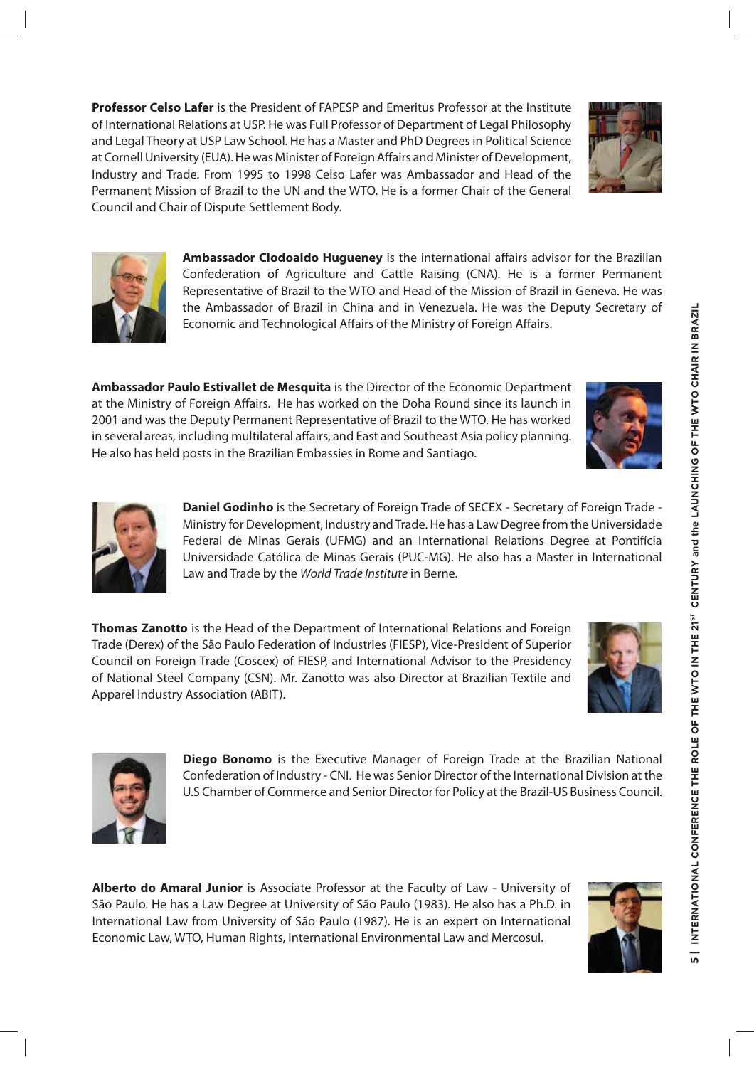**Professor Celso Lafer** is the President of FAPESP and Emeritus Professor at the Institute of International Relations at USP. He was Full Professor of Department of Legal Philosophy and Legal Theory at USP Law School. He has a Master and PhD Degrees in Political Science at Cornell University (EUA). He was Minister of Foreign Affairs and Minister of Development, Industry and Trade. From 1995 to 1998 Celso Lafer was Ambassador and Head of the Permanent Mission of Brazil to the UN and the WTO. He is a former Chair of the General Council and Chair of Dispute Settlement Body.

**Ambassador Clodoaldo Hugueney** is the international affairs advisor for the Brazilian Confederation of Agriculture and Cattle Raising (CNA). He is a former Permanent Representative of Brazil to the WTO and Head of the Mission of Brazil in Geneva. He was the Ambassador of Brazil in China and in Venezuela. He was the Deputy Secretary of Economic and Technological Affairs of the Ministry of Foreign Affairs.

**Ambassador Paulo Estivallet de Mesquita** is the Director of the Economic Department at the Ministry of Foreign Affairs. He has worked on the Doha Round since its launch in 2001 and was the Deputy Permanent Representative of Brazil to the WTO. He has worked in several areas, including multilateral affairs, and East and Southeast Asia policy planning. He also has held posts in the Brazilian Embassies in Rome and Santiago.

**Daniel Godinho** is the Secretary of Foreign Trade of SECEX - Secretary of Foreign Trade - Ministry for Development, Industry and Trade. He has a Law Degree from the Universidade Federal de Minas Gerais (UFMG) and an International Relations Degree at Pontifícia Universidade Católica de Minas Gerais (PUC-MG). He also has a Master in International Law and Trade by the *World Trade Institute* in Berne.

**Thomas Zanotto** is the Head of the Department of International Relations and Foreign Trade (Derex) of the São Paulo Federation of Industries (FIESP), Vice-President of Superior Council on Foreign Trade (Coscex) of FIESP, and International Advisor to the Presidency of National Steel Company (CSN). Mr. Zanotto was also Director at Brazilian Textile and Apparel Industry Association (ABIT).

**Diego Bonomo** is the Executive Manager of Foreign Trade at the Brazilian National Confederation of Industry - CNI. He was Senior Director of the International Division at the U.S Chamber of Commerce and Senior Director for Policy at the Brazil-US Business Council.

**Alberto do Amaral Junior** is Associate Professor at the Faculty of Law - University of São Paulo. He has a Law Degree at University of São Paulo (1983). He also has a Ph.D. in International Law from University of São Paulo (1987). He is an expert on International Economic Law, WTO, Human Rights, International Environmental Law and Mercosul.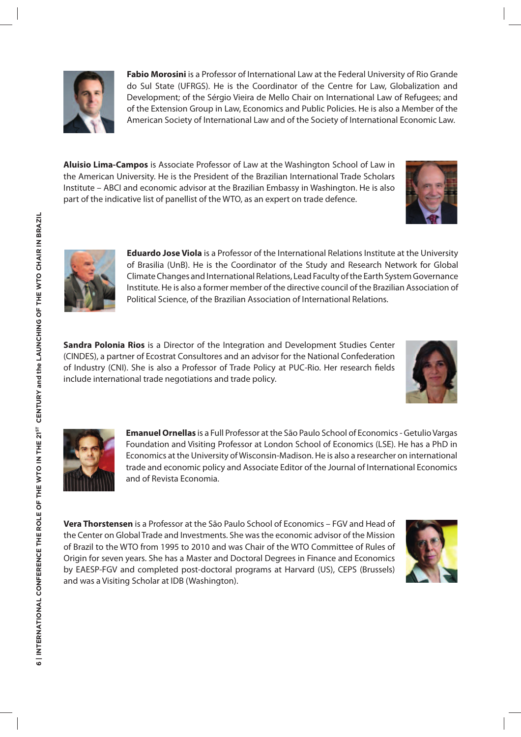**Fabio Morosini** is a Professor of International Law at the Federal University of Rio Grande do Sul State (UFRGS). He is the Coordinator of the Centre for Law, Globalization and Development; of the Sérgio Vieira de Mello Chair on International Law of Refugees; and of the Extension Group in Law, Economics and Public Policies. He is also a Member of the American Society of International Law and of the Society of International Economic Law.

**Aluisio Lima-Campos** is Associate Professor of Law at the Washington School of Law in the American University. He is the President of the Brazilian International Trade Scholars Institute – ABCI and economic advisor at the Brazilian Embassy in Washington. He is also part of the indicative list of panellist of the WTO, as an expert on trade defence.

**Eduardo Jose Viola** is a Professor of the International Relations Institute at the University of Brasilia (UnB). He is the Coordinator of the Study and Research Network for Global Climate Changes and International Relations, Lead Faculty of the Earth System Governance Institute. He is also a former member of the directive council of the Brazilian Association of Political Science, of the Brazilian Association of International Relations.

**Sandra Polonia Rios** is a Director of the Integration and Development Studies Center (CINDES), a partner of Ecostrat Consultores and an advisor for the National Confederation of Industry (CNI). She is also a Professor of Trade Policy at PUC-Rio. Her research fields include international trade negotiations and trade policy.

**Emanuel Ornellas** is a Full Professor at the São Paulo School of Economics - Getulio Vargas Foundation and Visiting Professor at London School of Economics (LSE). He has a PhD in Economics at the University of Wisconsin-Madison. He is also a researcher on international trade and economic policy and Associate Editor of the Journal of International Economics and of Revista Economia.

**Vera Thorstensen** is a Professor at the São Paulo School of Economics – FGV and Head of the Center on Global Trade and Investments. She was the economic advisor of the Mission of Brazil to the WTO from 1995 to 2010 and was Chair of the WTO Committee of Rules of Origin for seven years. She has a Master and Doctoral Degrees in Finance and Economics by EAESP-FGV and completed post-doctoral programs at Harvard (US), CEPS (Brussels) and was a Visiting Scholar at IDB (Washington).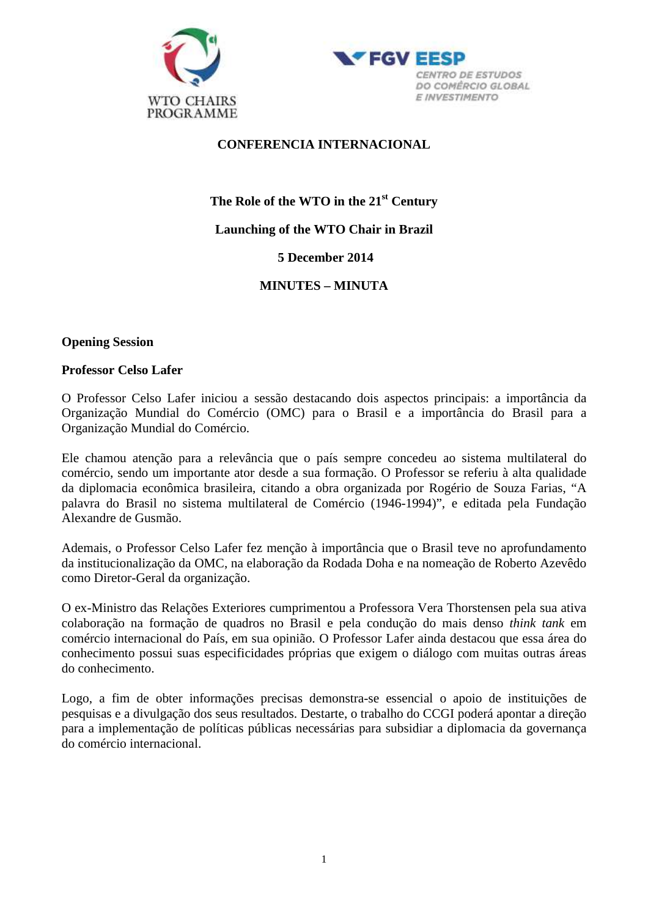**CONFERENCIA INTERNACIONAL**

**The Role of the WTO in the 21st Century**

**Launching of the WTO Chair in Brazil**

**5 December 2014**

**MINUTES – MINUTA**

## Opening Session

### Professor Celso Lafer

O Professor Celso Lafer iniciou a sessão destacando dois aspectos principais: a importância da Organização Mundial do Comércio (OMC) para o Brasil e a importância do Brasil para a Organização Mundial do Comércio.

Ele chamou atenção para a relevância que o país sempre concedeu ao sistema multilateral do comércio, sendo um importante ator desde a sua formação. O Professor se referiu à alta qualidade da diplomacia econômica brasileira, citando a obra organizada por Rogério de Souza Farias, "A palavra do Brasil no sistema multilateral de Comércio (1946-1994)", e editada pela Fundação Alexandre de Gusmão.

Ademais, o Professor Celso Lafer fez menção à importância que o Brasil teve no aprofundamento da institucionalização da OMC, na elaboração da Rodada Doha e na nomeação de Roberto Azevêdo como Diretor-Geral da organização.

O ex-Ministro das Relações Exteriores cumprimentou a Professora Vera Thorstensen pela sua ativa colaboração na formação de quadros no Brasil e pela condução do mais denso *think tank* em comércio internacional do País, em sua opinião. O Professor Lafer ainda destacou que essa área do conhecimento possui suas especificidades próprias que exigem o diálogo com muitas outras áreas do conhecimento.

Logo, a fim de obter informações precisas demonstra-se essencial o apoio de instituições de pesquisas e a divulgação dos seus resultados. Destarte, o trabalho do CCGI poderá apontar a direção para a implementação de políticas públicas necessárias para subsidiar a diplomacia da governança do comércio internacional.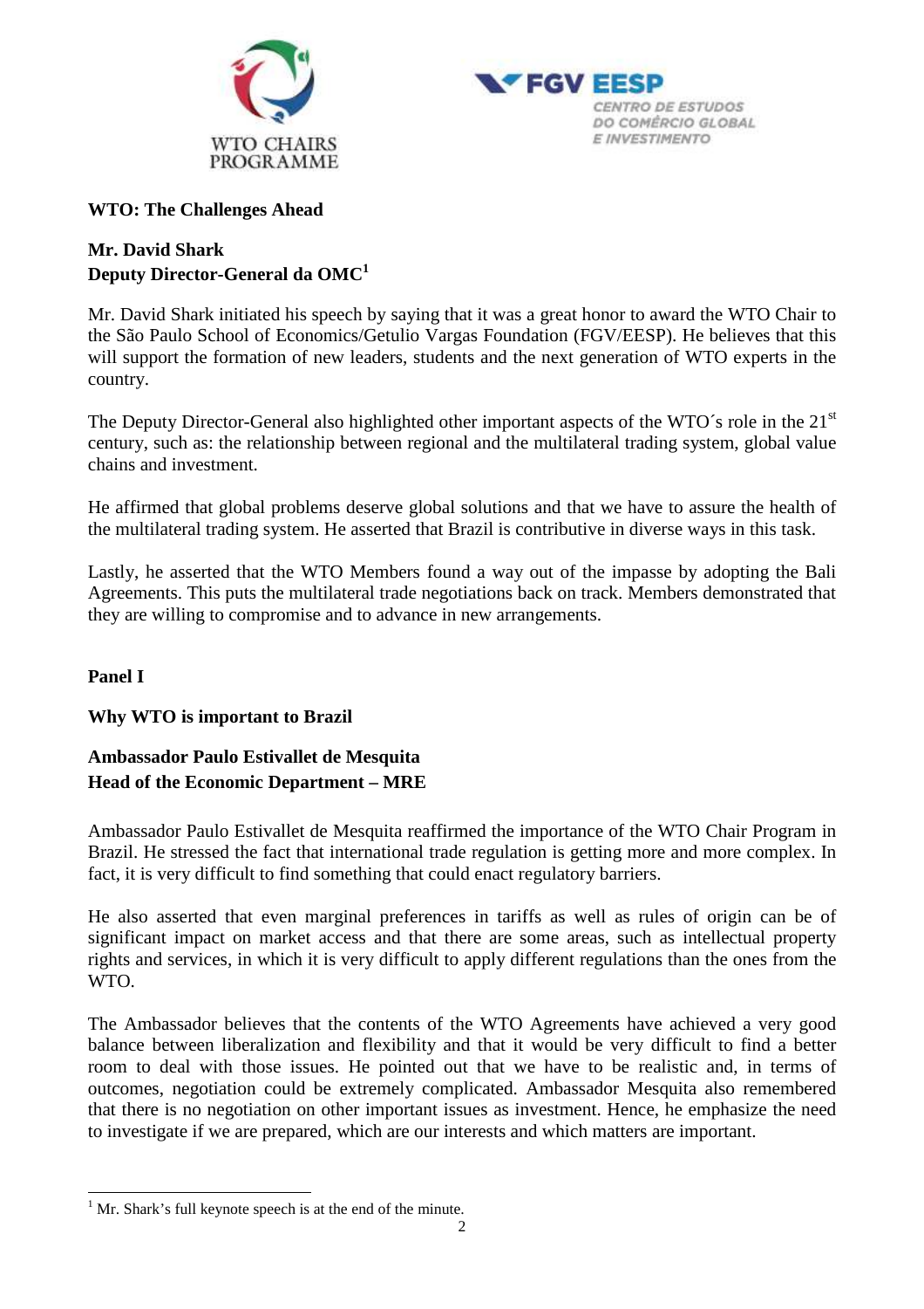**WTO: The Challenges Ahead**

**Mr. David Shark**
**Deputy Director-General da OMC[1]**

Mr. David Shark initiated his speech by saying that it was a great honor to award the WTO Chair to the São Paulo School of Economics/Getulio Vargas Foundation (FGV/EESP). He believes that this will support the formation of new leaders, students and the next generation of WTO experts in the country.

The Deputy Director-General also highlighted other important aspects of the WTO´s role in the 21st century, such as: the relationship between regional and the multilateral trading system, global value chains and investment.

He affirmed that global problems deserve global solutions and that we have to assure the health of the multilateral trading system. He asserted that Brazil is contributive in diverse ways in this task.

Lastly, he asserted that the WTO Members found a way out of the impasse by adopting the Bali Agreements. This puts the multilateral trade negotiations back on track. Members demonstrated that they are willing to compromise and to advance in new arrangements.

**Panel I**

**Why WTO is important to Brazil**

**Ambassador Paulo Estivallet de Mesquita**
**Head of the Economic Department – MRE**

Ambassador Paulo Estivallet de Mesquita reaffirmed the importance of the WTO Chair Program in Brazil. He stressed the fact that international trade regulation is getting more and more complex. In fact, it is very difficult to find something that could enact regulatory barriers.

He also asserted that even marginal preferences in tariffs as well as rules of origin can be of significant impact on market access and that there are some areas, such as intellectual property rights and services, in which it is very difficult to apply different regulations than the ones from the WTO.

The Ambassador believes that the contents of the WTO Agreements have achieved a very good balance between liberalization and flexibility and that it would be very difficult to find a better room to deal with those issues. He pointed out that we have to be realistic and, in terms of outcomes, negotiation could be extremely complicated. Ambassador Mesquita also remembered that there is no negotiation on other important issues as investment. Hence, he emphasize the need to investigate if we are prepared, which are our interests and which matters are important.

[1] Mr. Shark's full keynote speech is at the end of the minute.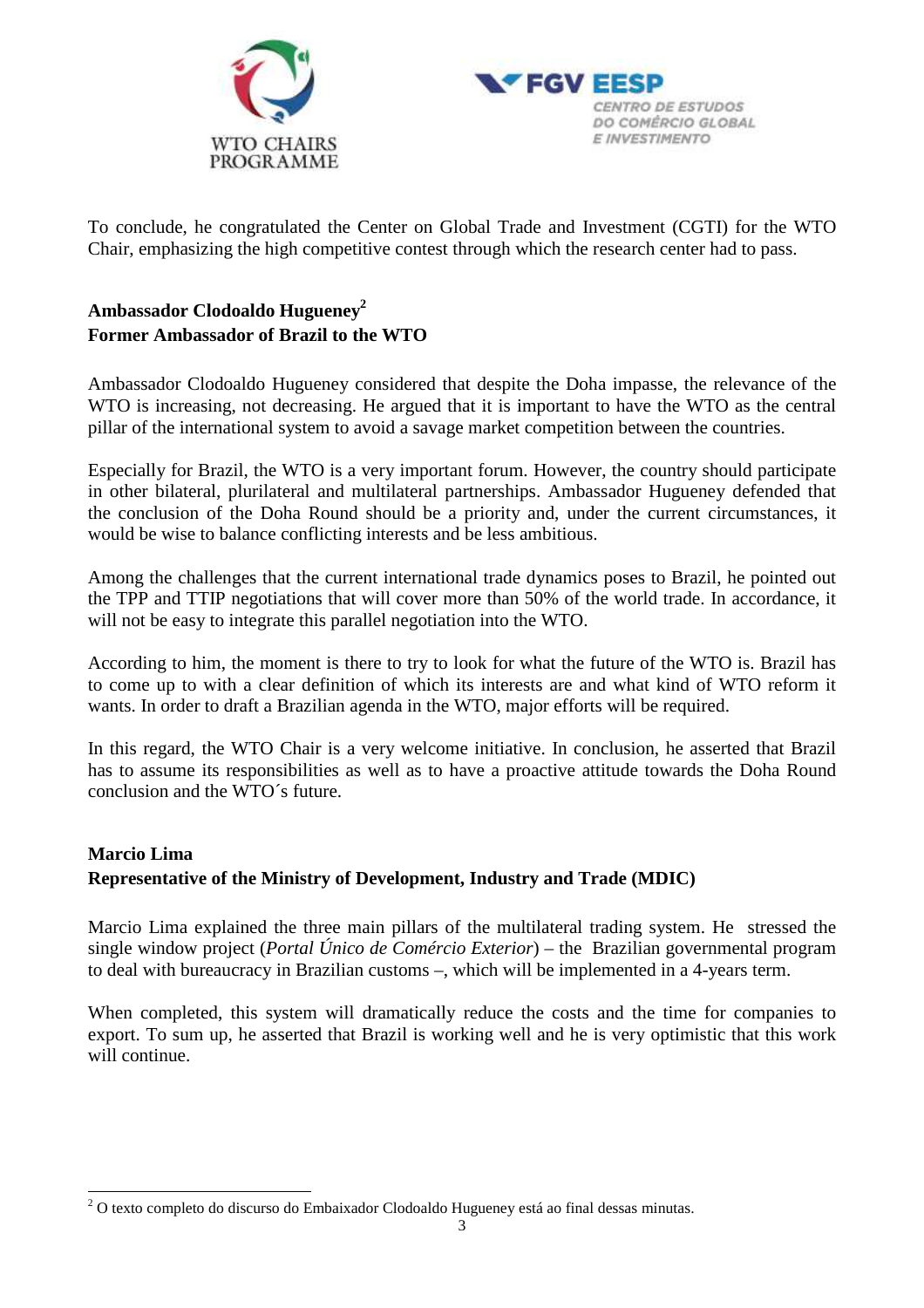To conclude, he congratulated the Center on Global Trade and Investment (CGTI) for the WTO Chair, emphasizing the high competitive contest through which the research center had to pass.

**Ambassador Clodoaldo Hugueney[2]**
**Former Ambassador of Brazil to the WTO**

Ambassador Clodoaldo Hugueney considered that despite the Doha impasse, the relevance of the WTO is increasing, not decreasing. He argued that it is important to have the WTO as the central pillar of the international system to avoid a savage market competition between the countries.

Especially for Brazil, the WTO is a very important forum. However, the country should participate in other bilateral, plurilateral and multilateral partnerships. Ambassador Hugueney defended that the conclusion of the Doha Round should be a priority and, under the current circumstances, it would be wise to balance conflicting interests and be less ambitious.

Among the challenges that the current international trade dynamics poses to Brazil, he pointed out the TPP and TTIP negotiations that will cover more than 50% of the world trade. In accordance, it will not be easy to integrate this parallel negotiation into the WTO.

According to him, the moment is there to try to look for what the future of the WTO is. Brazil has to come up to with a clear definition of which its interests are and what kind of WTO reform it wants. In order to draft a Brazilian agenda in the WTO, major efforts will be required.

In this regard, the WTO Chair is a very welcome initiative. In conclusion, he asserted that Brazil has to assume its responsibilities as well as to have a proactive attitude towards the Doha Round conclusion and the WTO´s future.

**Marcio Lima**
**Representative of the Ministry of Development, Industry and Trade (MDIC)**

Marcio Lima explained the three main pillars of the multilateral trading system. He stressed the single window project (*Portal Único de Comércio Exterior*) – the Brazilian governmental program to deal with bureaucracy in Brazilian customs –, which will be implemented in a 4-years term.

When completed, this system will dramatically reduce the costs and the time for companies to export. To sum up, he asserted that Brazil is working well and he is very optimistic that this work will continue.

---

[2] O texto completo do discurso do Embaixador Clodoaldo Hugueney está ao final dessas minutas.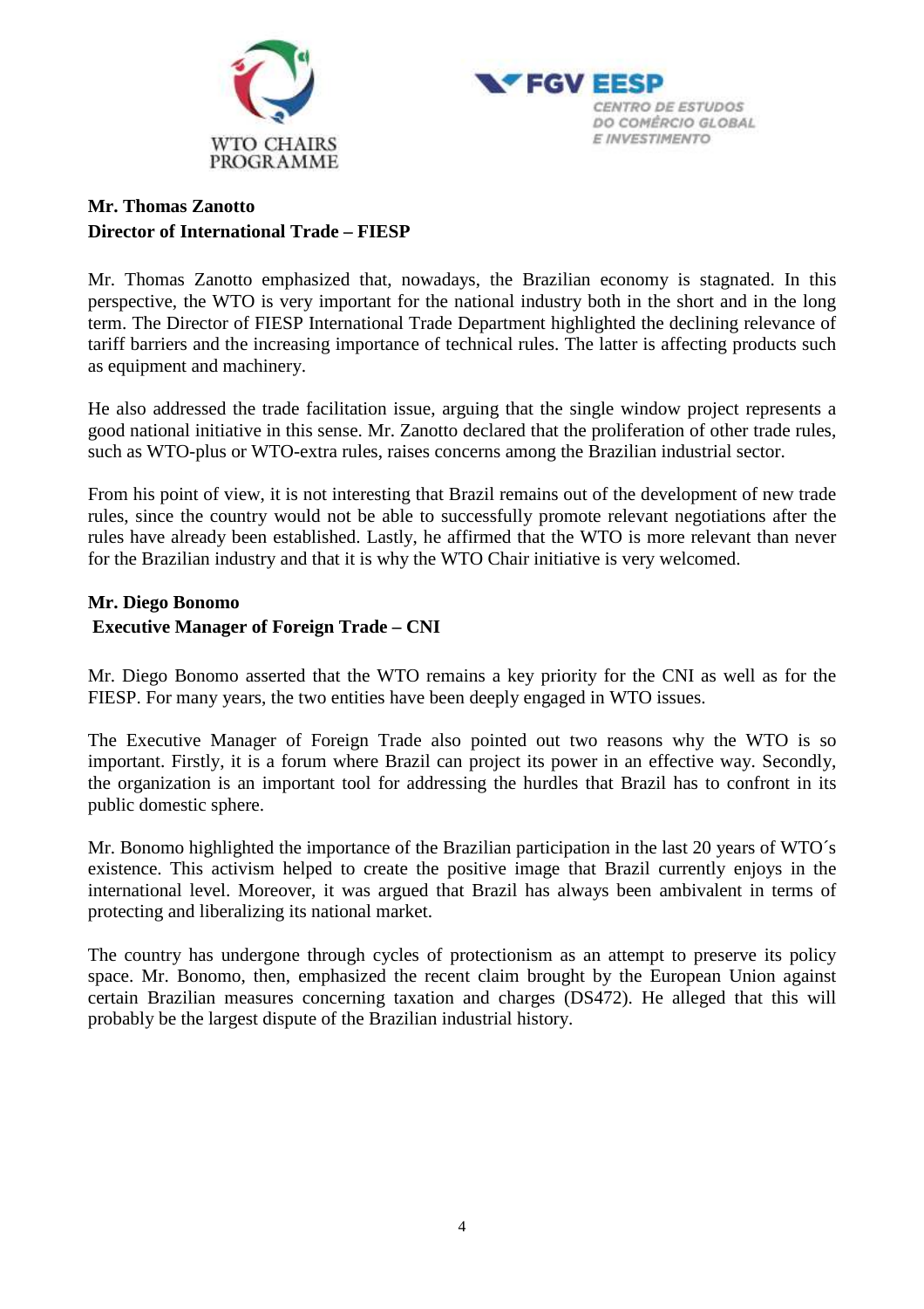**Mr. Thomas Zanotto**
**Director of International Trade – FIESP**

Mr. Thomas Zanotto emphasized that, nowadays, the Brazilian economy is stagnated. In this perspective, the WTO is very important for the national industry both in the short and in the long term. The Director of FIESP International Trade Department highlighted the declining relevance of tariff barriers and the increasing importance of technical rules. The latter is affecting products such as equipment and machinery.

He also addressed the trade facilitation issue, arguing that the single window project represents a good national initiative in this sense. Mr. Zanotto declared that the proliferation of other trade rules, such as WTO-plus or WTO-extra rules, raises concerns among the Brazilian industrial sector.

From his point of view, it is not interesting that Brazil remains out of the development of new trade rules, since the country would not be able to successfully promote relevant negotiations after the rules have already been established. Lastly, he affirmed that the WTO is more relevant than never for the Brazilian industry and that it is why the WTO Chair initiative is very welcomed.

**Mr. Diego Bonomo**
**Executive Manager of Foreign Trade – CNI**

Mr. Diego Bonomo asserted that the WTO remains a key priority for the CNI as well as for the FIESP. For many years, the two entities have been deeply engaged in WTO issues.

The Executive Manager of Foreign Trade also pointed out two reasons why the WTO is so important. Firstly, it is a forum where Brazil can project its power in an effective way. Secondly, the organization is an important tool for addressing the hurdles that Brazil has to confront in its public domestic sphere.

Mr. Bonomo highlighted the importance of the Brazilian participation in the last 20 years of WTO´s existence. This activism helped to create the positive image that Brazil currently enjoys in the international level. Moreover, it was argued that Brazil has always been ambivalent in terms of protecting and liberalizing its national market.

The country has undergone through cycles of protectionism as an attempt to preserve its policy space. Mr. Bonomo, then, emphasized the recent claim brought by the European Union against certain Brazilian measures concerning taxation and charges (DS472). He alleged that this will probably be the largest dispute of the Brazilian industrial history.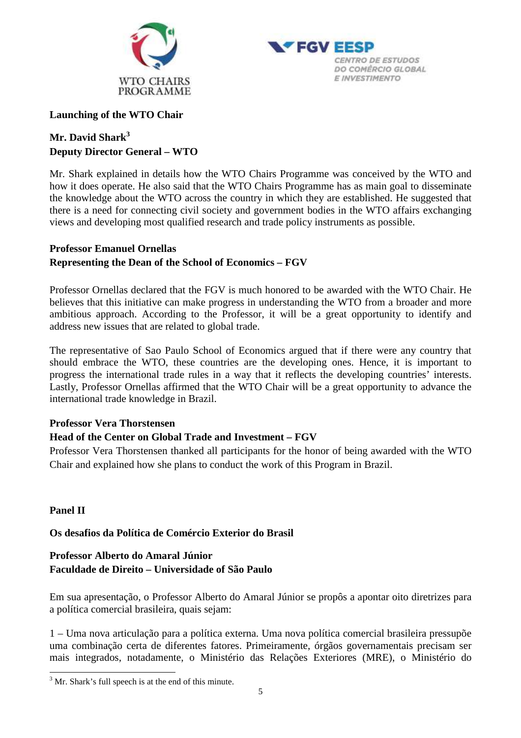**Launching of the WTO Chair**

**Mr. David Shark[3]**
**Deputy Director General – WTO**

Mr. Shark explained in details how the WTO Chairs Programme was conceived by the WTO and how it does operate. He also said that the WTO Chairs Programme has as main goal to disseminate the knowledge about the WTO across the country in which they are established. He suggested that there is a need for connecting civil society and government bodies in the WTO affairs exchanging views and developing most qualified research and trade policy instruments as possible.

**Professor Emanuel Ornellas**
**Representing the Dean of the School of Economics – FGV**

Professor Ornellas declared that the FGV is much honored to be awarded with the WTO Chair. He believes that this initiative can make progress in understanding the WTO from a broader and more ambitious approach. According to the Professor, it will be a great opportunity to identify and address new issues that are related to global trade.

The representative of Sao Paulo School of Economics argued that if there were any country that should embrace the WTO, these countries are the developing ones. Hence, it is important to progress the international trade rules in a way that it reflects the developing countries' interests. Lastly, Professor Ornellas affirmed that the WTO Chair will be a great opportunity to advance the international trade knowledge in Brazil.

**Professor Vera Thorstensen**
**Head of the Center on Global Trade and Investment – FGV**

Professor Vera Thorstensen thanked all participants for the honor of being awarded with the WTO Chair and explained how she plans to conduct the work of this Program in Brazil.

**Panel II**

**Os desafios da Política de Comércio Exterior do Brasil**

**Professor Alberto do Amaral Júnior**
**Faculdade de Direito – Universidade of São Paulo**

Em sua apresentação, o Professor Alberto do Amaral Júnior se propôs a apontar oito diretrizes para a política comercial brasileira, quais sejam:

1 – Uma nova articulação para a política externa. Uma nova política comercial brasileira pressupõe uma combinação certa de diferentes fatores. Primeiramente, órgãos governamentais precisam ser mais integrados, notadamente, o Ministério das Relações Exteriores (MRE), o Ministério do

[3] Mr. Shark's full speech is at the end of this minute.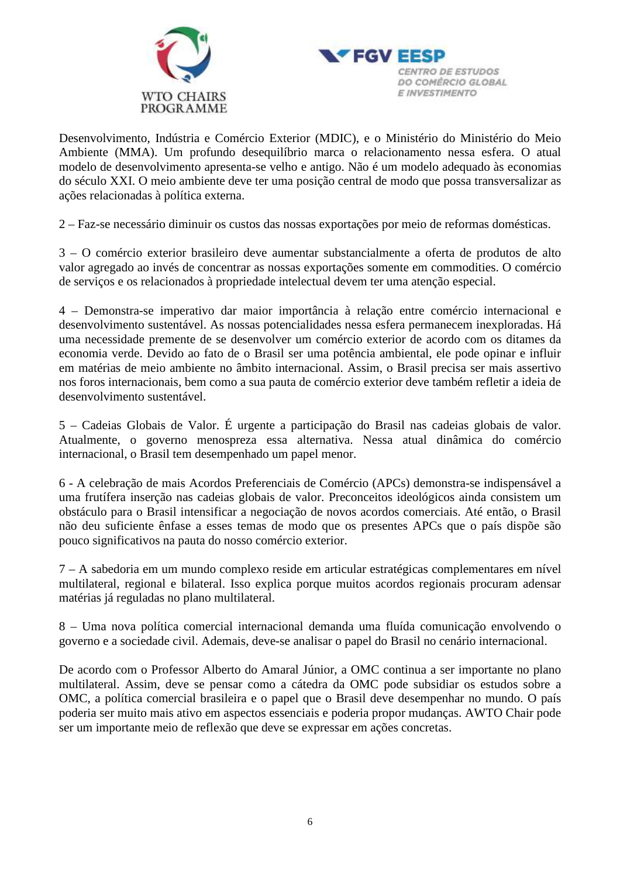Desenvolvimento, Indústria e Comércio Exterior (MDIC), e o Ministério do Ministério do Meio Ambiente (MMA). Um profundo desequilíbrio marca o relacionamento nessa esfera. O atual modelo de desenvolvimento apresenta-se velho e antigo. Não é um modelo adequado às economias do século XXI. O meio ambiente deve ter uma posição central de modo que possa transversalizar as ações relacionadas à política externa.

2 – Faz-se necessário diminuir os custos das nossas exportações por meio de reformas domésticas.

3 – O comércio exterior brasileiro deve aumentar substancialmente a oferta de produtos de alto valor agregado ao invés de concentrar as nossas exportações somente em commodities. O comércio de serviços e os relacionados à propriedade intelectual devem ter uma atenção especial.

4 – Demonstra-se imperativo dar maior importância à relação entre comércio internacional e desenvolvimento sustentável. As nossas potencialidades nessa esfera permanecem inexploradas. Há uma necessidade premente de se desenvolver um comércio exterior de acordo com os ditames da economia verde. Devido ao fato de o Brasil ser uma potência ambiental, ele pode opinar e influir em matérias de meio ambiente no âmbito internacional. Assim, o Brasil precisa ser mais assertivo nos foros internacionais, bem como a sua pauta de comércio exterior deve também refletir a ideia de desenvolvimento sustentável.

5 – Cadeias Globais de Valor. É urgente a participação do Brasil nas cadeias globais de valor. Atualmente, o governo menospreza essa alternativa. Nessa atual dinâmica do comércio internacional, o Brasil tem desempenhado um papel menor.

6 - A celebração de mais Acordos Preferenciais de Comércio (APCs) demonstra-se indispensável a uma frutífera inserção nas cadeias globais de valor. Preconceitos ideológicos ainda consistem um obstáculo para o Brasil intensificar a negociação de novos acordos comerciais. Até então, o Brasil não deu suficiente ênfase a esses temas de modo que os presentes APCs que o país dispõe são pouco significativos na pauta do nosso comércio exterior.

7 – A sabedoria em um mundo complexo reside em articular estratégicas complementares em nível multilateral, regional e bilateral. Isso explica porque muitos acordos regionais procuram adensar matérias já reguladas no plano multilateral.

8 – Uma nova política comercial internacional demanda uma fluída comunicação envolvendo o governo e a sociedade civil. Ademais, deve-se analisar o papel do Brasil no cenário internacional.

De acordo com o Professor Alberto do Amaral Júnior, a OMC continua a ser importante no plano multilateral. Assim, deve se pensar como a cátedra da OMC pode subsidiar os estudos sobre a OMC, a política comercial brasileira e o papel que o Brasil deve desempenhar no mundo. O país poderia ser muito mais ativo em aspectos essenciais e poderia propor mudanças. AWTO Chair pode ser um importante meio de reflexão que deve se expressar em ações concretas.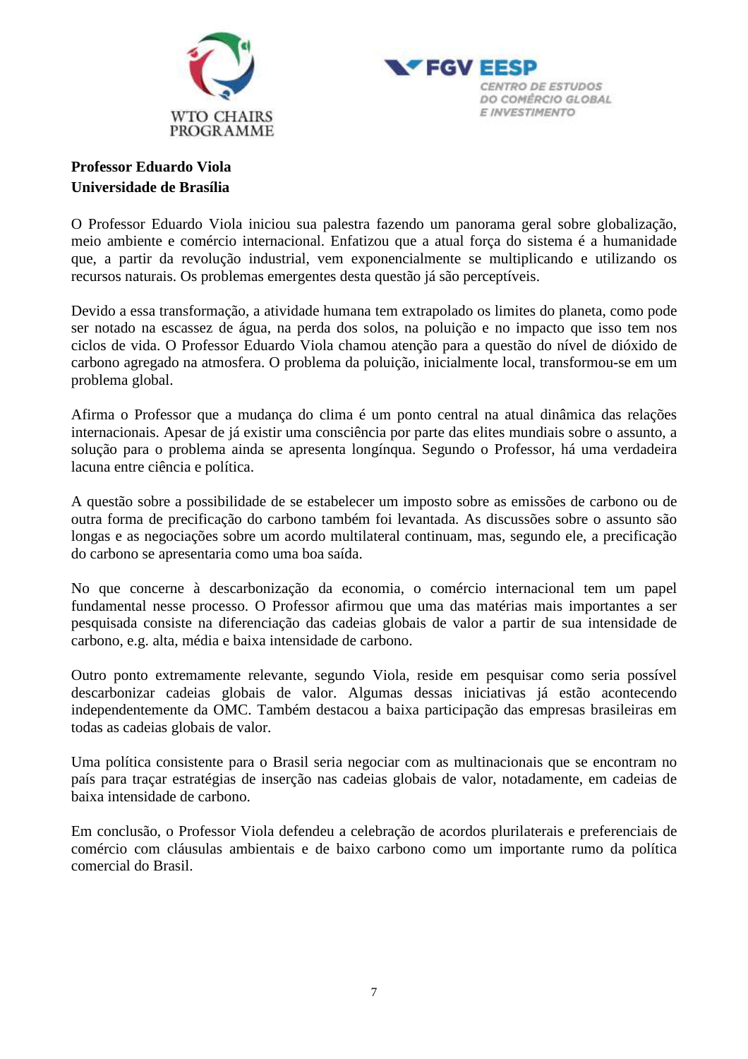**Professor Eduardo Viola**
**Universidade de Brasília**

O Professor Eduardo Viola iniciou sua palestra fazendo um panorama geral sobre globalização, meio ambiente e comércio internacional. Enfatizou que a atual força do sistema é a humanidade que, a partir da revolução industrial, vem exponencialmente se multiplicando e utilizando os recursos naturais. Os problemas emergentes desta questão já são perceptíveis.

Devido a essa transformação, a atividade humana tem extrapolado os limites do planeta, como pode ser notado na escassez de água, na perda dos solos, na poluição e no impacto que isso tem nos ciclos de vida. O Professor Eduardo Viola chamou atenção para a questão do nível de dióxido de carbono agregado na atmosfera. O problema da poluição, inicialmente local, transformou-se em um problema global.

Afirma o Professor que a mudança do clima é um ponto central na atual dinâmica das relações internacionais. Apesar de já existir uma consciência por parte das elites mundiais sobre o assunto, a solução para o problema ainda se apresenta longínqua. Segundo o Professor, há uma verdadeira lacuna entre ciência e política.

A questão sobre a possibilidade de se estabelecer um imposto sobre as emissões de carbono ou de outra forma de precificação do carbono também foi levantada. As discussões sobre o assunto são longas e as negociações sobre um acordo multilateral continuam, mas, segundo ele, a precificação do carbono se apresentaria como uma boa saída.

No que concerne à descarbonização da economia, o comércio internacional tem um papel fundamental nesse processo. O Professor afirmou que uma das matérias mais importantes a ser pesquisada consiste na diferenciação das cadeias globais de valor a partir de sua intensidade de carbono, e.g. alta, média e baixa intensidade de carbono.

Outro ponto extremamente relevante, segundo Viola, reside em pesquisar como seria possível descarbonizar cadeias globais de valor. Algumas dessas iniciativas já estão acontecendo independentemente da OMC. Também destacou a baixa participação das empresas brasileiras em todas as cadeias globais de valor.

Uma política consistente para o Brasil seria negociar com as multinacionais que se encontram no país para traçar estratégias de inserção nas cadeias globais de valor, notadamente, em cadeias de baixa intensidade de carbono.

Em conclusão, o Professor Viola defendeu a celebração de acordos plurilaterais e preferenciais de comércio com cláusulas ambientais e de baixo carbono como um importante rumo da política comercial do Brasil.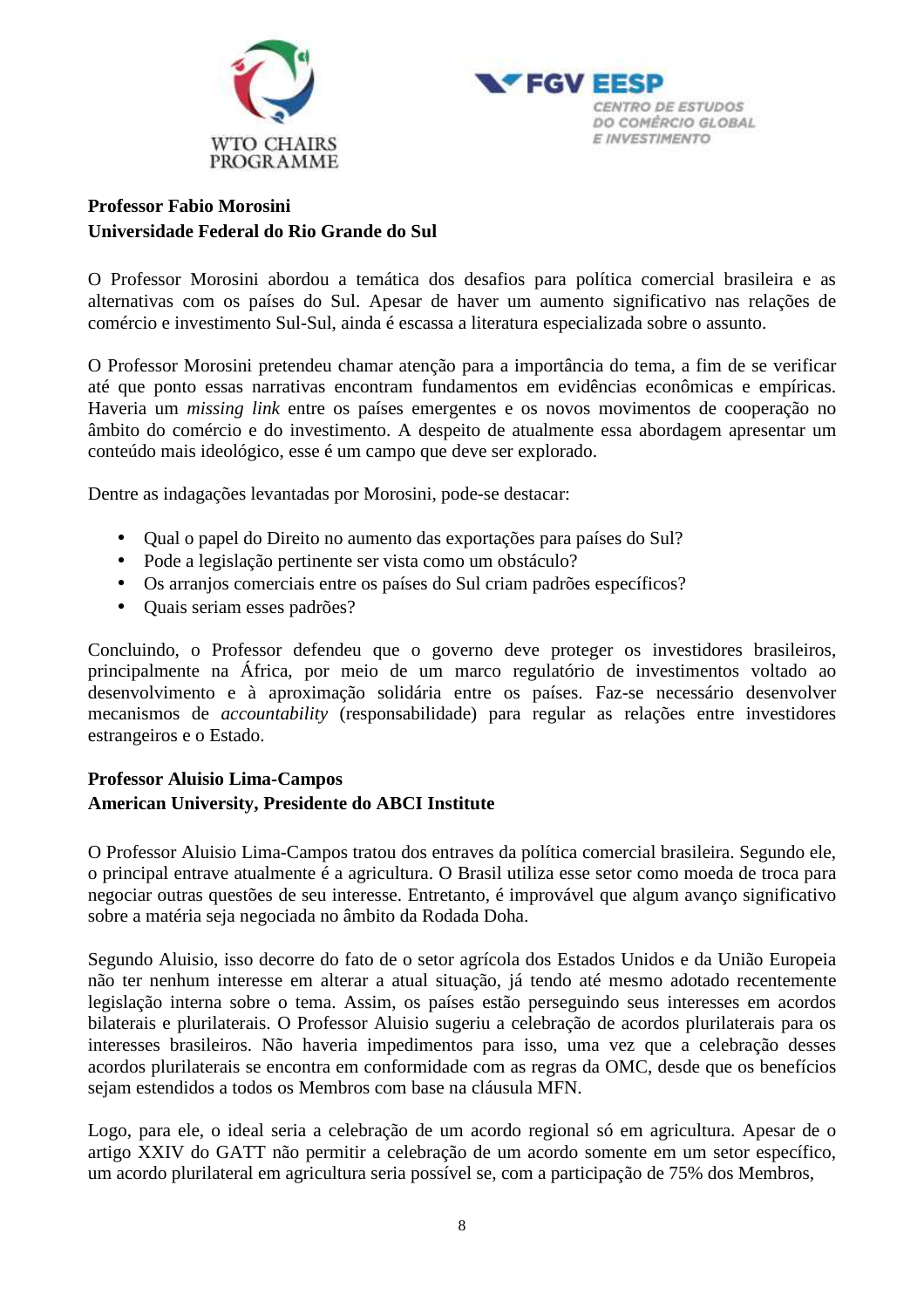**Professor Fabio Morosini**
**Universidade Federal do Rio Grande do Sul**

O Professor Morosini abordou a temática dos desafios para política comercial brasileira e as alternativas com os países do Sul. Apesar de haver um aumento significativo nas relações de comércio e investimento Sul-Sul, ainda é escassa a literatura especializada sobre o assunto.

O Professor Morosini pretendeu chamar atenção para a importância do tema, a fim de se verificar até que ponto essas narrativas encontram fundamentos em evidências econômicas e empíricas. Haveria um *missing link* entre os países emergentes e os novos movimentos de cooperação no âmbito do comércio e do investimento. A despeito de atualmente essa abordagem apresentar um conteúdo mais ideológico, esse é um campo que deve ser explorado.

Dentre as indagações levantadas por Morosini, pode-se destacar:

- Qual o papel do Direito no aumento das exportações para países do Sul?
- Pode a legislação pertinente ser vista como um obstáculo?
- Os arranjos comerciais entre os países do Sul criam padrões específicos?
- Quais seriam esses padrões?

Concluindo, o Professor defendeu que o governo deve proteger os investidores brasileiros, principalmente na África, por meio de um marco regulatório de investimentos voltado ao desenvolvimento e à aproximação solidária entre os países. Faz-se necessário desenvolver mecanismos de *accountability* (responsabilidade) para regular as relações entre investidores estrangeiros e o Estado.

**Professor Aluisio Lima-Campos**
**American University, Presidente do ABCI Institute**

O Professor Aluisio Lima-Campos tratou dos entraves da política comercial brasileira. Segundo ele, o principal entrave atualmente é a agricultura. O Brasil utiliza esse setor como moeda de troca para negociar outras questões de seu interesse. Entretanto, é improvável que algum avanço significativo sobre a matéria seja negociada no âmbito da Rodada Doha.

Segundo Aluisio, isso decorre do fato de o setor agrícola dos Estados Unidos e da União Europeia não ter nenhum interesse em alterar a atual situação, já tendo até mesmo adotado recentemente legislação interna sobre o tema. Assim, os países estão perseguindo seus interesses em acordos bilaterais e plurilaterais. O Professor Aluisio sugeriu a celebração de acordos plurilaterais para os interesses brasileiros. Não haveria impedimentos para isso, uma vez que a celebração desses acordos plurilaterais se encontra em conformidade com as regras da OMC, desde que os benefícios sejam estendidos a todos os Membros com base na cláusula MFN.

Logo, para ele, o ideal seria a celebração de um acordo regional só em agricultura. Apesar de o artigo XXIV do GATT não permitir a celebração de um acordo somente em um setor específico, um acordo plurilateral em agricultura seria possível se, com a participação de 75% dos Membros,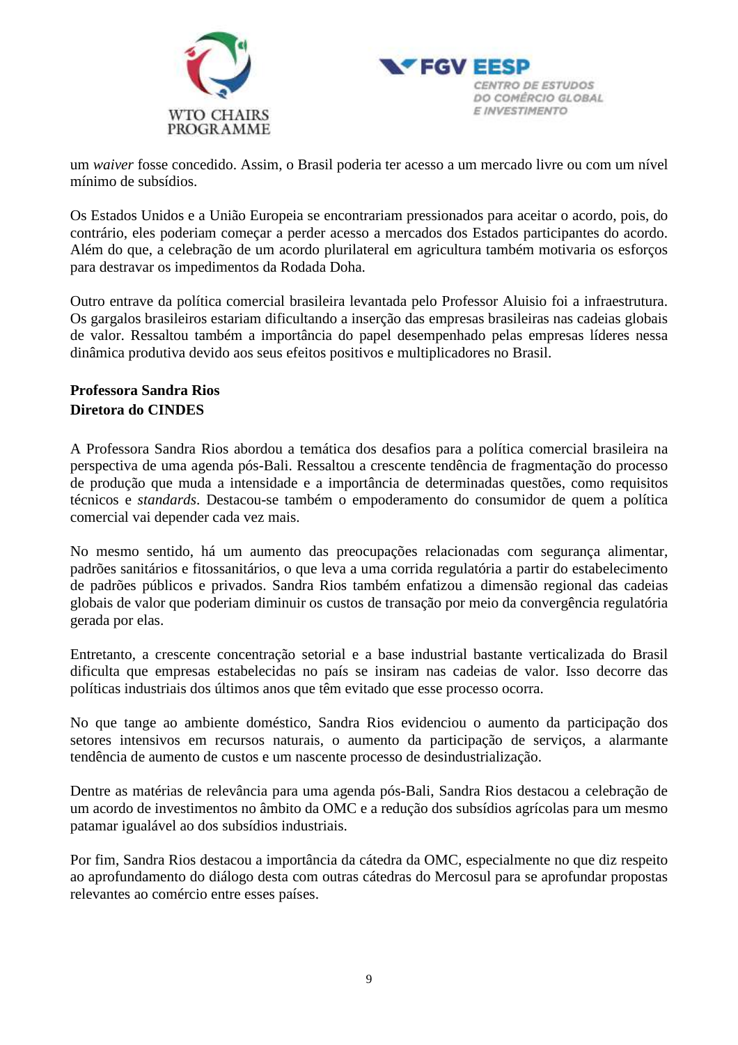um *waiver* fosse concedido. Assim, o Brasil poderia ter acesso a um mercado livre ou com um nível mínimo de subsídios.

Os Estados Unidos e a União Europeia se encontrariam pressionados para aceitar o acordo, pois, do contrário, eles poderiam começar a perder acesso a mercados dos Estados participantes do acordo. Além do que, a celebração de um acordo plurilateral em agricultura também motivaria os esforços para destravar os impedimentos da Rodada Doha.

Outro entrave da política comercial brasileira levantada pelo Professor Aluisio foi a infraestrutura. Os gargalos brasileiros estariam dificultando a inserção das empresas brasileiras nas cadeias globais de valor. Ressaltou também a importância do papel desempenhado pelas empresas líderes nessa dinâmica produtiva devido aos seus efeitos positivos e multiplicadores no Brasil.

**Professora Sandra Rios**
**Diretora do CINDES**

A Professora Sandra Rios abordou a temática dos desafios para a política comercial brasileira na perspectiva de uma agenda pós-Bali. Ressaltou a crescente tendência de fragmentação do processo de produção que muda a intensidade e a importância de determinadas questões, como requisitos técnicos e *standards*. Destacou-se também o empoderamento do consumidor de quem a política comercial vai depender cada vez mais.

No mesmo sentido, há um aumento das preocupações relacionadas com segurança alimentar, padrões sanitários e fitossanitários, o que leva a uma corrida regulatória a partir do estabelecimento de padrões públicos e privados. Sandra Rios também enfatizou a dimensão regional das cadeias globais de valor que poderiam diminuir os custos de transação por meio da convergência regulatória gerada por elas.

Entretanto, a crescente concentração setorial e a base industrial bastante verticalizada do Brasil dificulta que empresas estabelecidas no país se insiram nas cadeias de valor. Isso decorre das políticas industriais dos últimos anos que têm evitado que esse processo ocorra.

No que tange ao ambiente doméstico, Sandra Rios evidenciou o aumento da participação dos setores intensivos em recursos naturais, o aumento da participação de serviços, a alarmante tendência de aumento de custos e um nascente processo de desindustrialização.

Dentre as matérias de relevância para uma agenda pós-Bali, Sandra Rios destacou a celebração de um acordo de investimentos no âmbito da OMC e a redução dos subsídios agrícolas para um mesmo patamar igualável ao dos subsídios industriais.

Por fim, Sandra Rios destacou a importância da cátedra da OMC, especialmente no que diz respeito ao aprofundamento do diálogo desta com outras cátedras do Mercosul para se aprofundar propostas relevantes ao comércio entre esses países.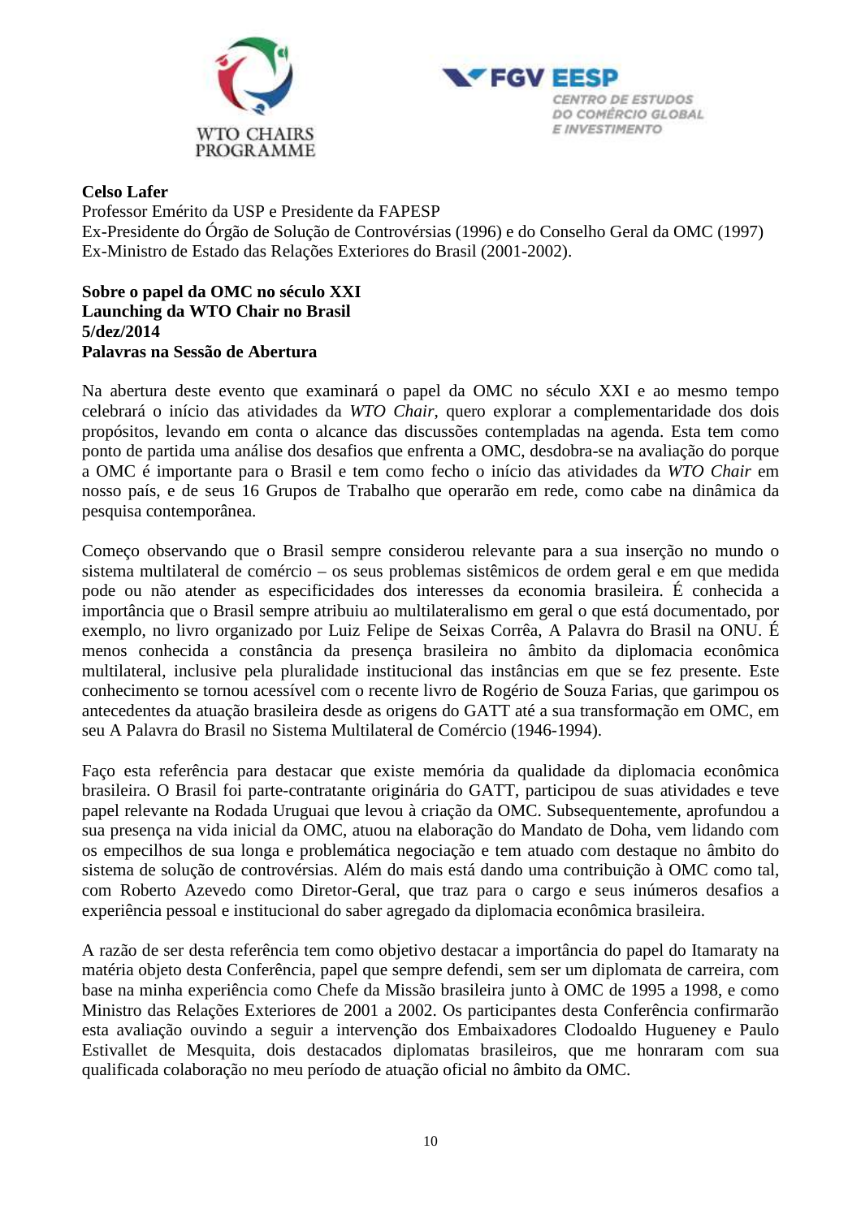**Celso Lafer**
Professor Emérito da USP e Presidente da FAPESP
Ex-Presidente do Órgão de Solução de Controvérsias (1996) e do Conselho Geral da OMC (1997)
Ex-Ministro de Estado das Relações Exteriores do Brasil (2001-2002).

**Sobre o papel da OMC no século XXI**
**Launching da WTO Chair no Brasil**
**5/dez/2014**
**Palavras na Sessão de Abertura**

Na abertura deste evento que examinará o papel da OMC no século XXI e ao mesmo tempo celebrará o início das atividades da *WTO Chair*, quero explorar a complementaridade dos dois propósitos, levando em conta o alcance das discussões contempladas na agenda. Esta tem como ponto de partida uma análise dos desafios que enfrenta a OMC, desdobra-se na avaliação do porque a OMC é importante para o Brasil e tem como fecho o início das atividades da *WTO Chair* em nosso país, e de seus 16 Grupos de Trabalho que operarão em rede, como cabe na dinâmica da pesquisa contemporânea.

Começo observando que o Brasil sempre considerou relevante para a sua inserção no mundo o sistema multilateral de comércio – os seus problemas sistêmicos de ordem geral e em que medida pode ou não atender as especificidades dos interesses da economia brasileira. É conhecida a importância que o Brasil sempre atribuiu ao multilateralismo em geral o que está documentado, por exemplo, no livro organizado por Luiz Felipe de Seixas Corrêa, A Palavra do Brasil na ONU. É menos conhecida a constância da presença brasileira no âmbito da diplomacia econômica multilateral, inclusive pela pluralidade institucional das instâncias em que se fez presente. Este conhecimento se tornou acessível com o recente livro de Rogério de Souza Farias, que garimpou os antecedentes da atuação brasileira desde as origens do GATT até a sua transformação em OMC, em seu A Palavra do Brasil no Sistema Multilateral de Comércio (1946-1994).

Faço esta referência para destacar que existe memória da qualidade da diplomacia econômica brasileira. O Brasil foi parte-contratante originária do GATT, participou de suas atividades e teve papel relevante na Rodada Uruguai que levou à criação da OMC. Subsequentemente, aprofundou a sua presença na vida inicial da OMC, atuou na elaboração do Mandato de Doha, vem lidando com os empecilhos de sua longa e problemática negociação e tem atuado com destaque no âmbito do sistema de solução de controvérsias. Além do mais está dando uma contribuição à OMC como tal, com Roberto Azevedo como Diretor-Geral, que traz para o cargo e seus inúmeros desafios a experiência pessoal e institucional do saber agregado da diplomacia econômica brasileira.

A razão de ser desta referência tem como objetivo destacar a importância do papel do Itamaraty na matéria objeto desta Conferência, papel que sempre defendi, sem ser um diplomata de carreira, com base na minha experiência como Chefe da Missão brasileira junto à OMC de 1995 a 1998, e como Ministro das Relações Exteriores de 2001 a 2002. Os participantes desta Conferência confirmarão esta avaliação ouvindo a seguir a intervenção dos Embaixadores Clodoaldo Hugueney e Paulo Estivallet de Mesquita, dois destacados diplomatas brasileiros, que me honraram com sua qualificada colaboração no meu período de atuação oficial no âmbito da OMC.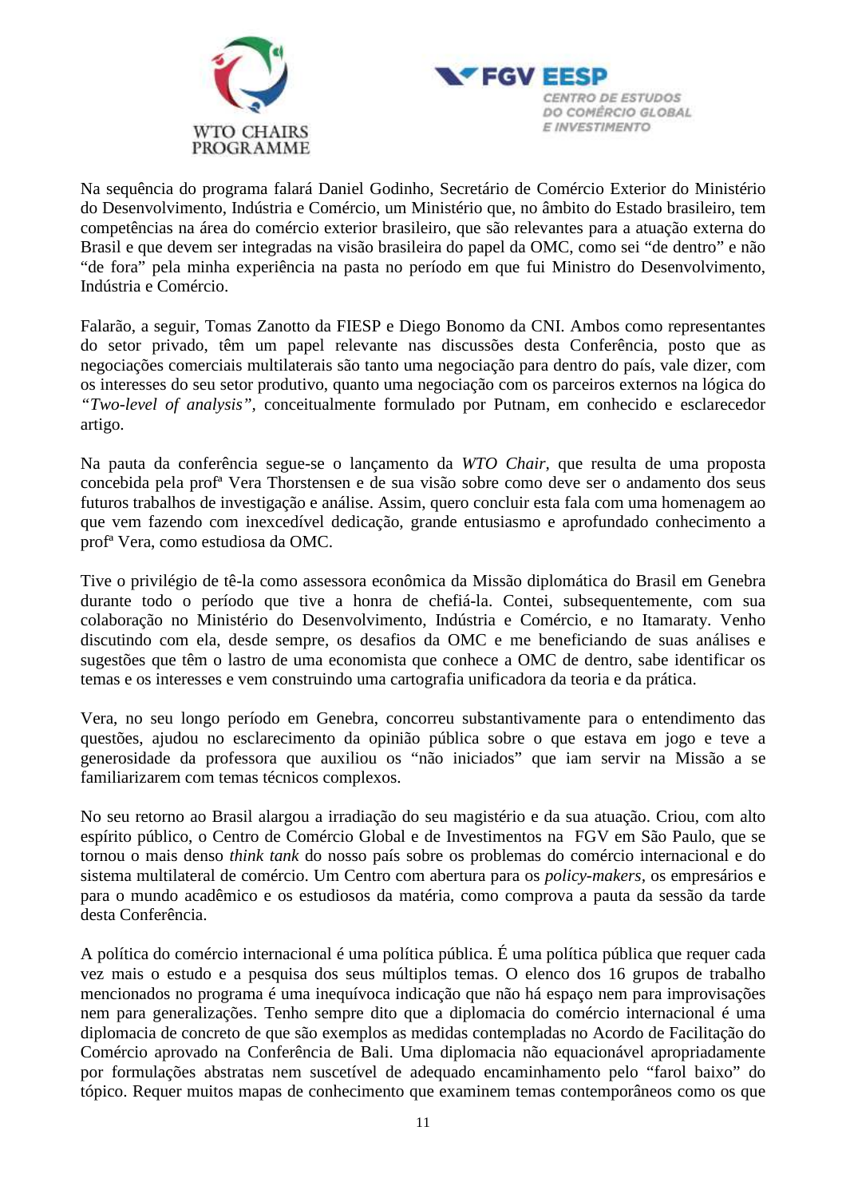Na sequência do programa falará Daniel Godinho, Secretário de Comércio Exterior do Ministério do Desenvolvimento, Indústria e Comércio, um Ministério que, no âmbito do Estado brasileiro, tem competências na área do comércio exterior brasileiro, que são relevantes para a atuação externa do Brasil e que devem ser integradas na visão brasileira do papel da OMC, como sei "de dentro" e não "de fora" pela minha experiência na pasta no período em que fui Ministro do Desenvolvimento, Indústria e Comércio.

Falarão, a seguir, Tomas Zanotto da FIESP e Diego Bonomo da CNI. Ambos como representantes do setor privado, têm um papel relevante nas discussões desta Conferência, posto que as negociações comerciais multilaterais são tanto uma negociação para dentro do país, vale dizer, com os interesses do seu setor produtivo, quanto uma negociação com os parceiros externos na lógica do *"Two-level of analysis"*, conceitualmente formulado por Putnam, em conhecido e esclarecedor artigo.

Na pauta da conferência segue-se o lançamento da *WTO Chair*, que resulta de uma proposta concebida pela profª Vera Thorstensen e de sua visão sobre como deve ser o andamento dos seus futuros trabalhos de investigação e análise. Assim, quero concluir esta fala com uma homenagem ao que vem fazendo com inexcedível dedicação, grande entusiasmo e aprofundado conhecimento a profª Vera, como estudiosa da OMC.

Tive o privilégio de tê-la como assessora econômica da Missão diplomática do Brasil em Genebra durante todo o período que tive a honra de chefiá-la. Contei, subsequentemente, com sua colaboração no Ministério do Desenvolvimento, Indústria e Comércio, e no Itamaraty. Venho discutindo com ela, desde sempre, os desafios da OMC e me beneficiando de suas análises e sugestões que têm o lastro de uma economista que conhece a OMC de dentro, sabe identificar os temas e os interesses e vem construindo uma cartografia unificadora da teoria e da prática.

Vera, no seu longo período em Genebra, concorreu substantivamente para o entendimento das questões, ajudou no esclarecimento da opinião pública sobre o que estava em jogo e teve a generosidade da professora que auxiliou os "não iniciados" que iam servir na Missão a se familiarizarem com temas técnicos complexos.

No seu retorno ao Brasil alargou a irradiação do seu magistério e da sua atuação. Criou, com alto espírito público, o Centro de Comércio Global e de Investimentos na FGV em São Paulo, que se tornou o mais denso *think tank* do nosso país sobre os problemas do comércio internacional e do sistema multilateral de comércio. Um Centro com abertura para os *policy-makers*, os empresários e para o mundo acadêmico e os estudiosos da matéria, como comprova a pauta da sessão da tarde desta Conferência.

A política do comércio internacional é uma política pública. É uma política pública que requer cada vez mais o estudo e a pesquisa dos seus múltiplos temas. O elenco dos 16 grupos de trabalho mencionados no programa é uma inequívoca indicação que não há espaço nem para improvisações nem para generalizações. Tenho sempre dito que a diplomacia do comércio internacional é uma diplomacia de concreto de que são exemplos as medidas contempladas no Acordo de Facilitação do Comércio aprovado na Conferência de Bali. Uma diplomacia não equacionável apropriadamente por formulações abstratas nem suscetível de adequado encaminhamento pelo "farol baixo" do tópico. Requer muitos mapas de conhecimento que examinem temas contemporâneos como os que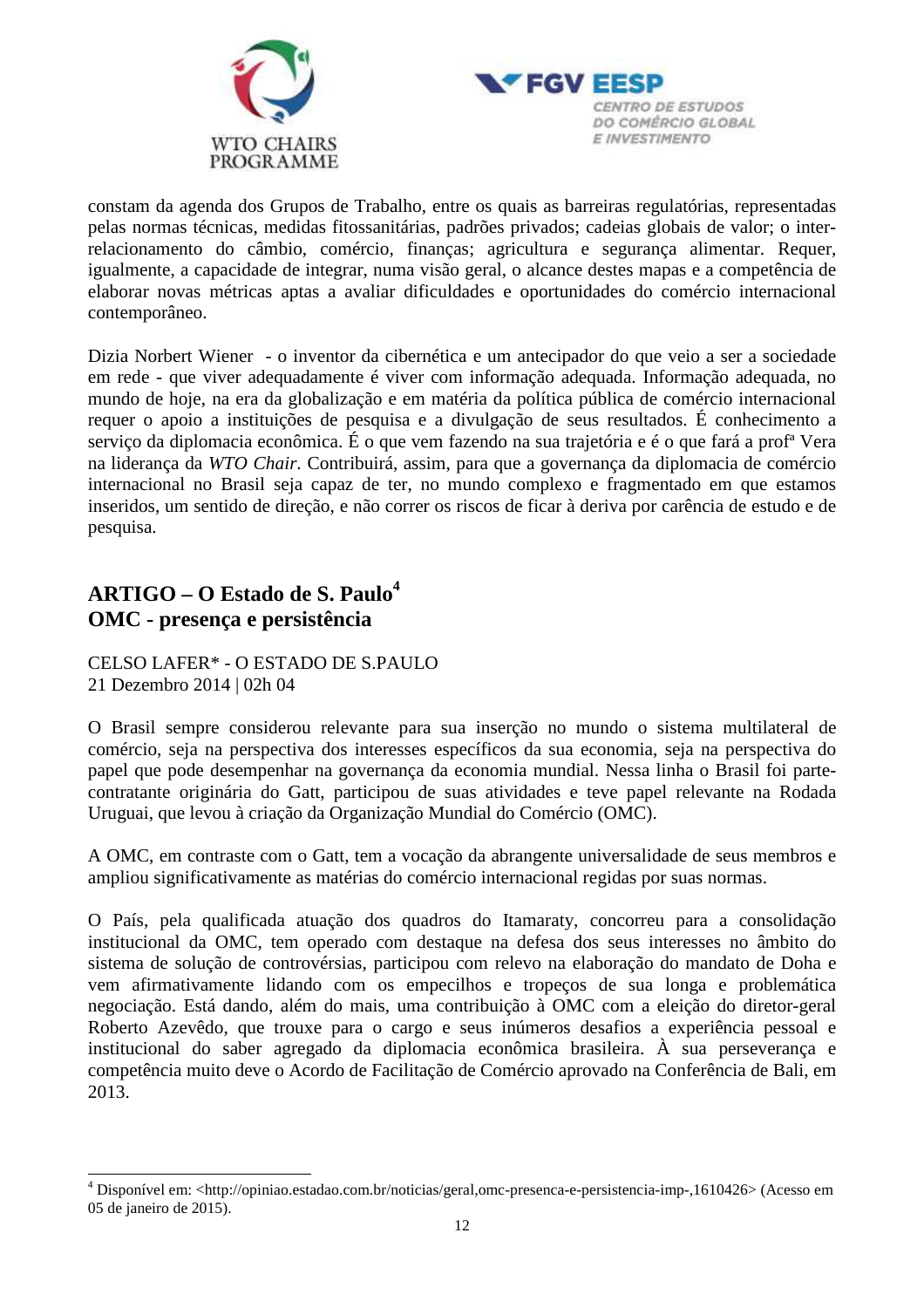constam da agenda dos Grupos de Trabalho, entre os quais as barreiras regulatórias, representadas pelas normas técnicas, medidas fitossanitárias, padrões privados; cadeias globais de valor; o inter-relacionamento do câmbio, comércio, finanças; agricultura e segurança alimentar. Requer, igualmente, a capacidade de integrar, numa visão geral, o alcance destes mapas e a competência de elaborar novas métricas aptas a avaliar dificuldades e oportunidades do comércio internacional contemporâneo.

Dizia Norbert Wiener - o inventor da cibernética e um antecipador do que veio a ser a sociedade em rede - que viver adequadamente é viver com informação adequada. Informação adequada, no mundo de hoje, na era da globalização e em matéria da política pública de comércio internacional requer o apoio a instituições de pesquisa e a divulgação de seus resultados. É conhecimento a serviço da diplomacia econômica. É o que vem fazendo na sua trajetória e é o que fará a profª Vera na liderança da *WTO Chair*. Contribuirá, assim, para que a governança da diplomacia de comércio internacional no Brasil seja capaz de ter, no mundo complexo e fragmentado em que estamos inseridos, um sentido de direção, e não correr os riscos de ficar à deriva por carência de estudo e de pesquisa.

## ARTIGO – O Estado de S. Paulo[4]
## OMC - presença e persistência

CELSO LAFER* - O ESTADO DE S.PAULO
21 Dezembro 2014 | 02h 04

O Brasil sempre considerou relevante para sua inserção no mundo o sistema multilateral de comércio, seja na perspectiva dos interesses específicos da sua economia, seja na perspectiva do papel que pode desempenhar na governança da economia mundial. Nessa linha o Brasil foi parte-contratante originária do Gatt, participou de suas atividades e teve papel relevante na Rodada Uruguai, que levou à criação da Organização Mundial do Comércio (OMC).

A OMC, em contraste com o Gatt, tem a vocação da abrangente universalidade de seus membros e ampliou significativamente as matérias do comércio internacional regidas por suas normas.

O País, pela qualificada atuação dos quadros do Itamaraty, concorreu para a consolidação institucional da OMC, tem operado com destaque na defesa dos seus interesses no âmbito do sistema de solução de controvérsias, participou com relevo na elaboração do mandato de Doha e vem afirmativamente lidando com os empecilhos e tropeços de sua longa e problemática negociação. Está dando, além do mais, uma contribuição à OMC com a eleição do diretor-geral Roberto Azevêdo, que trouxe para o cargo e seus inúmeros desafios a experiência pessoal e institucional do saber agregado da diplomacia econômica brasileira. À sua perseverança e competência muito deve o Acordo de Facilitação de Comércio aprovado na Conferência de Bali, em 2013.

---

[4] Disponível em: <http://opiniao.estadao.com.br/noticias/geral,omc-presenca-e-persistencia-imp-,1610426> (Acesso em 05 de janeiro de 2015).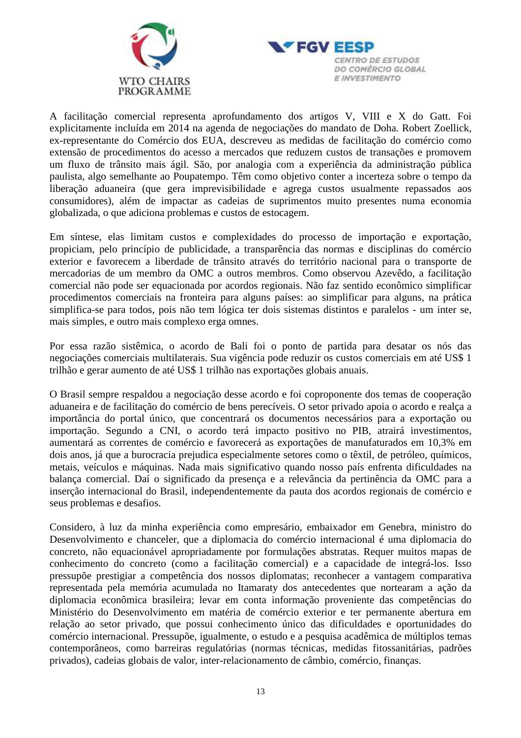A facilitação comercial representa aprofundamento dos artigos V, VIII e X do Gatt. Foi explicitamente incluída em 2014 na agenda de negociações do mandato de Doha. Robert Zoellick, ex-representante do Comércio dos EUA, descreveu as medidas de facilitação do comércio como extensão de procedimentos do acesso a mercados que reduzem custos de transações e promovem um fluxo de trânsito mais ágil. São, por analogia com a experiência da administração pública paulista, algo semelhante ao Poupatempo. Têm como objetivo conter a incerteza sobre o tempo da liberação aduaneira (que gera imprevisibilidade e agrega custos usualmente repassados aos consumidores), além de impactar as cadeias de suprimentos muito presentes numa economia globalizada, o que adiciona problemas e custos de estocagem.

Em síntese, elas limitam custos e complexidades do processo de importação e exportação, propiciam, pelo princípio de publicidade, a transparência das normas e disciplinas do comércio exterior e favorecem a liberdade de trânsito através do território nacional para o transporte de mercadorias de um membro da OMC a outros membros. Como observou Azevêdo, a facilitação comercial não pode ser equacionada por acordos regionais. Não faz sentido econômico simplificar procedimentos comerciais na fronteira para alguns países: ao simplificar para alguns, na prática simplifica-se para todos, pois não tem lógica ter dois sistemas distintos e paralelos - um inter se, mais simples, e outro mais complexo erga omnes.

Por essa razão sistêmica, o acordo de Bali foi o ponto de partida para desatar os nós das negociações comerciais multilaterais. Sua vigência pode reduzir os custos comerciais em até US$ 1 trilhão e gerar aumento de até US$ 1 trilhão nas exportações globais anuais.

O Brasil sempre respaldou a negociação desse acordo e foi coproponente dos temas de cooperação aduaneira e de facilitação do comércio de bens perecíveis. O setor privado apoia o acordo e realça a importância do portal único, que concentrará os documentos necessários para a exportação ou importação. Segundo a CNI, o acordo terá impacto positivo no PIB, atrairá investimentos, aumentará as correntes de comércio e favorecerá as exportações de manufaturados em 10,3% em dois anos, já que a burocracia prejudica especialmente setores como o têxtil, de petróleo, químicos, metais, veículos e máquinas. Nada mais significativo quando nosso país enfrenta dificuldades na balança comercial. Daí o significado da presença e a relevância da pertinência da OMC para a inserção internacional do Brasil, independentemente da pauta dos acordos regionais de comércio e seus problemas e desafios.

Considero, à luz da minha experiência como empresário, embaixador em Genebra, ministro do Desenvolvimento e chanceler, que a diplomacia do comércio internacional é uma diplomacia do concreto, não equacionável apropriadamente por formulações abstratas. Requer muitos mapas de conhecimento do concreto (como a facilitação comercial) e a capacidade de integrá-los. Isso pressupõe prestigiar a competência dos nossos diplomatas; reconhecer a vantagem comparativa representada pela memória acumulada no Itamaraty dos antecedentes que nortearam a ação da diplomacia econômica brasileira; levar em conta informação proveniente das competências do Ministério do Desenvolvimento em matéria de comércio exterior e ter permanente abertura em relação ao setor privado, que possui conhecimento único das dificuldades e oportunidades do comércio internacional. Pressupõe, igualmente, o estudo e a pesquisa acadêmica de múltiplos temas contemporâneos, como barreiras regulatórias (normas técnicas, medidas fitossanitárias, padrões privados), cadeias globais de valor, inter-relacionamento de câmbio, comércio, finanças.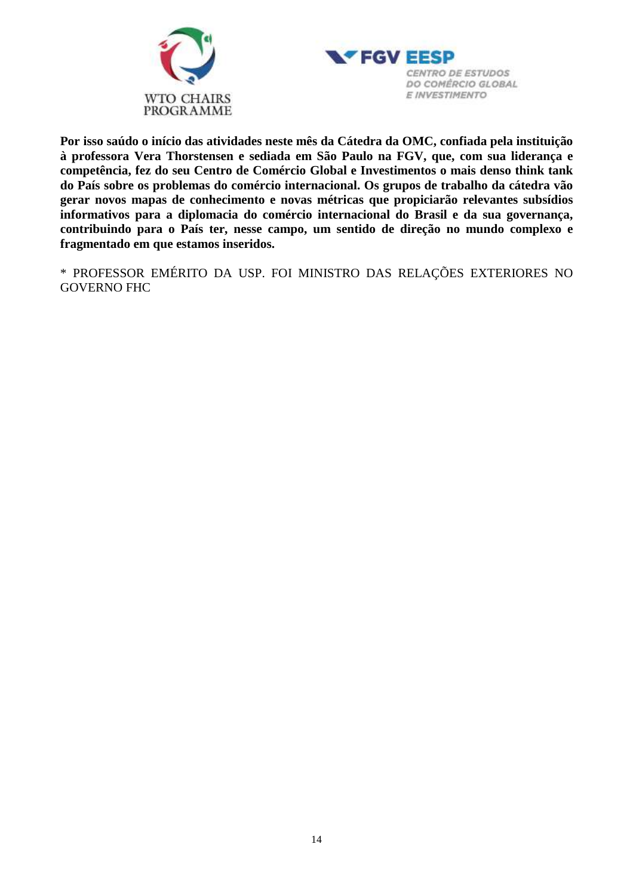**Por isso saúdo o início das atividades neste mês da Cátedra da OMC, confiada pela instituição à professora Vera Thorstensen e sediada em São Paulo na FGV, que, com sua liderança e competência, fez do seu Centro de Comércio Global e Investimentos o mais denso think tank do País sobre os problemas do comércio internacional. Os grupos de trabalho da cátedra vão gerar novos mapas de conhecimento e novas métricas que propiciarão relevantes subsídios informativos para a diplomacia do comércio internacional do Brasil e da sua governança, contribuindo para o País ter, nesse campo, um sentido de direção no mundo complexo e fragmentado em que estamos inseridos.**

* PROFESSOR EMÉRITO DA USP. FOI MINISTRO DAS RELAÇÕES EXTERIORES NO GOVERNO FHC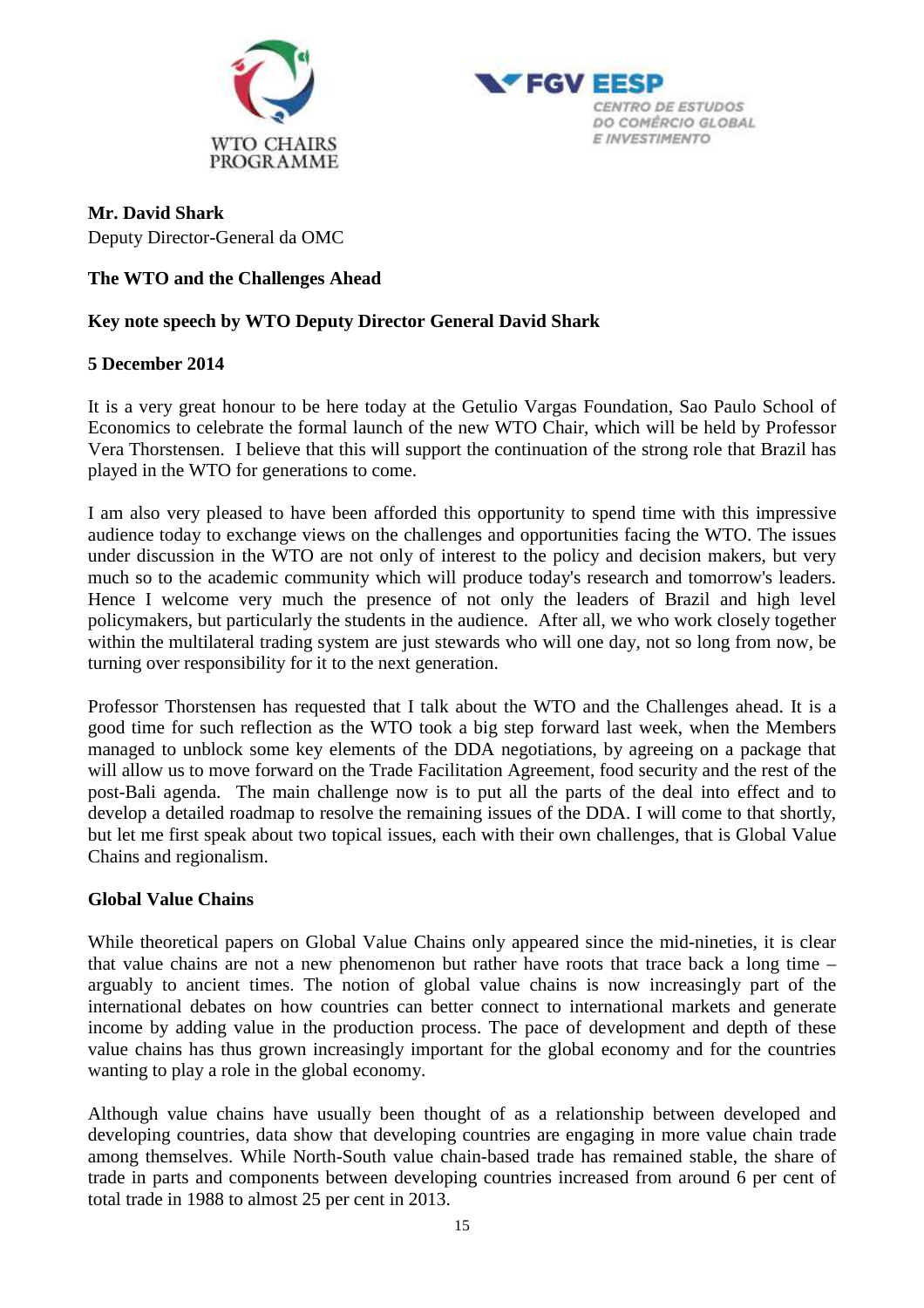**Mr. David Shark**
Deputy Director-General da OMC

**The WTO and the Challenges Ahead**

**Key note speech by WTO Deputy Director General David Shark**

**5 December 2014**

It is a very great honour to be here today at the Getulio Vargas Foundation, Sao Paulo School of Economics to celebrate the formal launch of the new WTO Chair, which will be held by Professor Vera Thorstensen. I believe that this will support the continuation of the strong role that Brazil has played in the WTO for generations to come.

I am also very pleased to have been afforded this opportunity to spend time with this impressive audience today to exchange views on the challenges and opportunities facing the WTO. The issues under discussion in the WTO are not only of interest to the policy and decision makers, but very much so to the academic community which will produce today's research and tomorrow's leaders. Hence I welcome very much the presence of not only the leaders of Brazil and high level policymakers, but particularly the students in the audience. After all, we who work closely together within the multilateral trading system are just stewards who will one day, not so long from now, be turning over responsibility for it to the next generation.

Professor Thorstensen has requested that I talk about the WTO and the Challenges ahead. It is a good time for such reflection as the WTO took a big step forward last week, when the Members managed to unblock some key elements of the DDA negotiations, by agreeing on a package that will allow us to move forward on the Trade Facilitation Agreement, food security and the rest of the post-Bali agenda. The main challenge now is to put all the parts of the deal into effect and to develop a detailed roadmap to resolve the remaining issues of the DDA. I will come to that shortly, but let me first speak about two topical issues, each with their own challenges, that is Global Value Chains and regionalism.

**Global Value Chains**

While theoretical papers on Global Value Chains only appeared since the mid-nineties, it is clear that value chains are not a new phenomenon but rather have roots that trace back a long time – arguably to ancient times. The notion of global value chains is now increasingly part of the international debates on how countries can better connect to international markets and generate income by adding value in the production process. The pace of development and depth of these value chains has thus grown increasingly important for the global economy and for the countries wanting to play a role in the global economy.

Although value chains have usually been thought of as a relationship between developed and developing countries, data show that developing countries are engaging in more value chain trade among themselves. While North-South value chain-based trade has remained stable, the share of trade in parts and components between developing countries increased from around 6 per cent of total trade in 1988 to almost 25 per cent in 2013.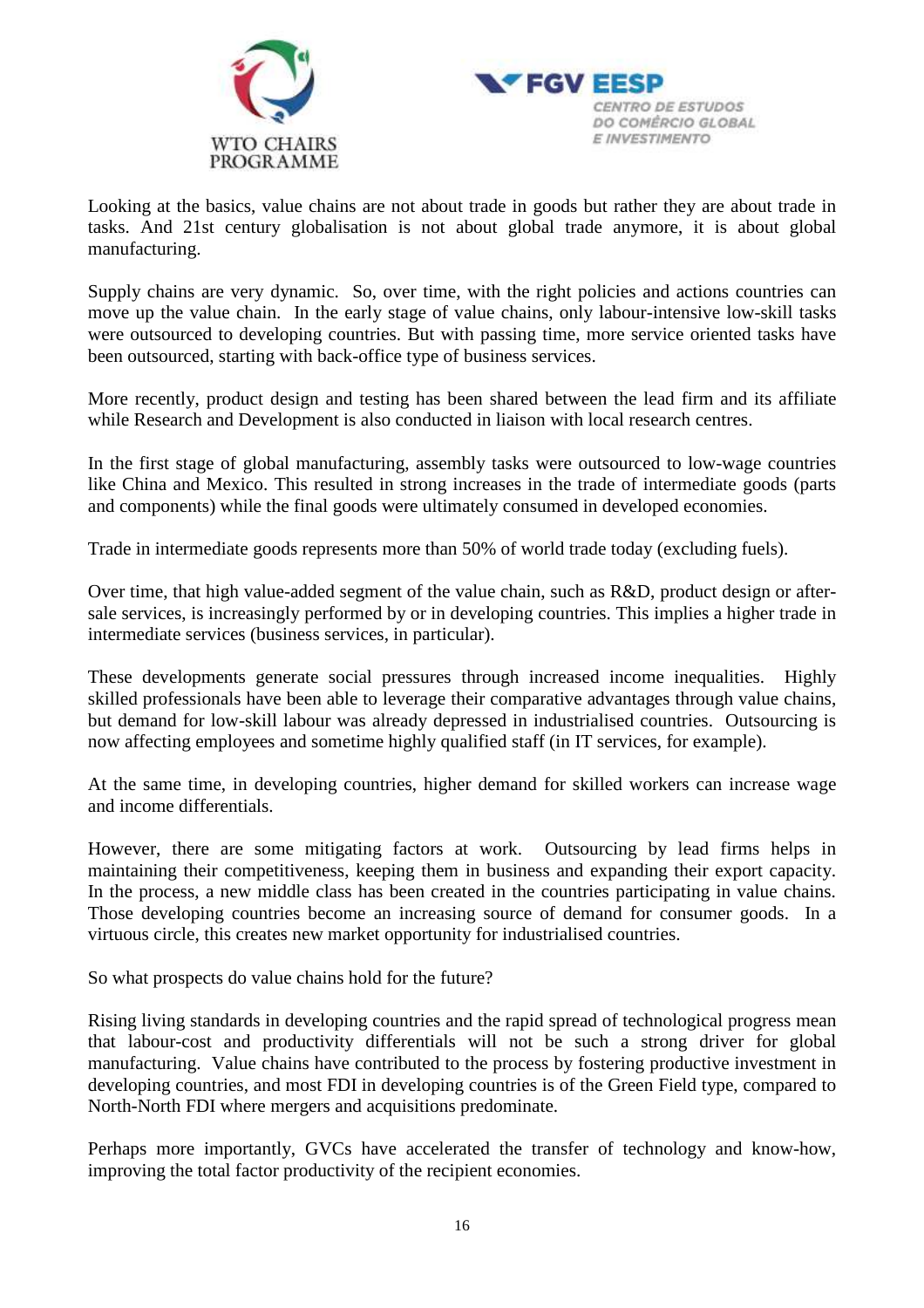Looking at the basics, value chains are not about trade in goods but rather they are about trade in tasks. And 21st century globalisation is not about global trade anymore, it is about global manufacturing.

Supply chains are very dynamic. So, over time, with the right policies and actions countries can move up the value chain. In the early stage of value chains, only labour-intensive low-skill tasks were outsourced to developing countries. But with passing time, more service oriented tasks have been outsourced, starting with back-office type of business services.

More recently, product design and testing has been shared between the lead firm and its affiliate while Research and Development is also conducted in liaison with local research centres.

In the first stage of global manufacturing, assembly tasks were outsourced to low-wage countries like China and Mexico. This resulted in strong increases in the trade of intermediate goods (parts and components) while the final goods were ultimately consumed in developed economies.

Trade in intermediate goods represents more than 50% of world trade today (excluding fuels).

Over time, that high value-added segment of the value chain, such as R&D, product design or after-sale services, is increasingly performed by or in developing countries. This implies a higher trade in intermediate services (business services, in particular).

These developments generate social pressures through increased income inequalities. Highly skilled professionals have been able to leverage their comparative advantages through value chains, but demand for low-skill labour was already depressed in industrialised countries. Outsourcing is now affecting employees and sometime highly qualified staff (in IT services, for example).

At the same time, in developing countries, higher demand for skilled workers can increase wage and income differentials.

However, there are some mitigating factors at work. Outsourcing by lead firms helps in maintaining their competitiveness, keeping them in business and expanding their export capacity. In the process, a new middle class has been created in the countries participating in value chains. Those developing countries become an increasing source of demand for consumer goods. In a virtuous circle, this creates new market opportunity for industrialised countries.

So what prospects do value chains hold for the future?

Rising living standards in developing countries and the rapid spread of technological progress mean that labour-cost and productivity differentials will not be such a strong driver for global manufacturing. Value chains have contributed to the process by fostering productive investment in developing countries, and most FDI in developing countries is of the Green Field type, compared to North-North FDI where mergers and acquisitions predominate.

Perhaps more importantly, GVCs have accelerated the transfer of technology and know-how, improving the total factor productivity of the recipient economies.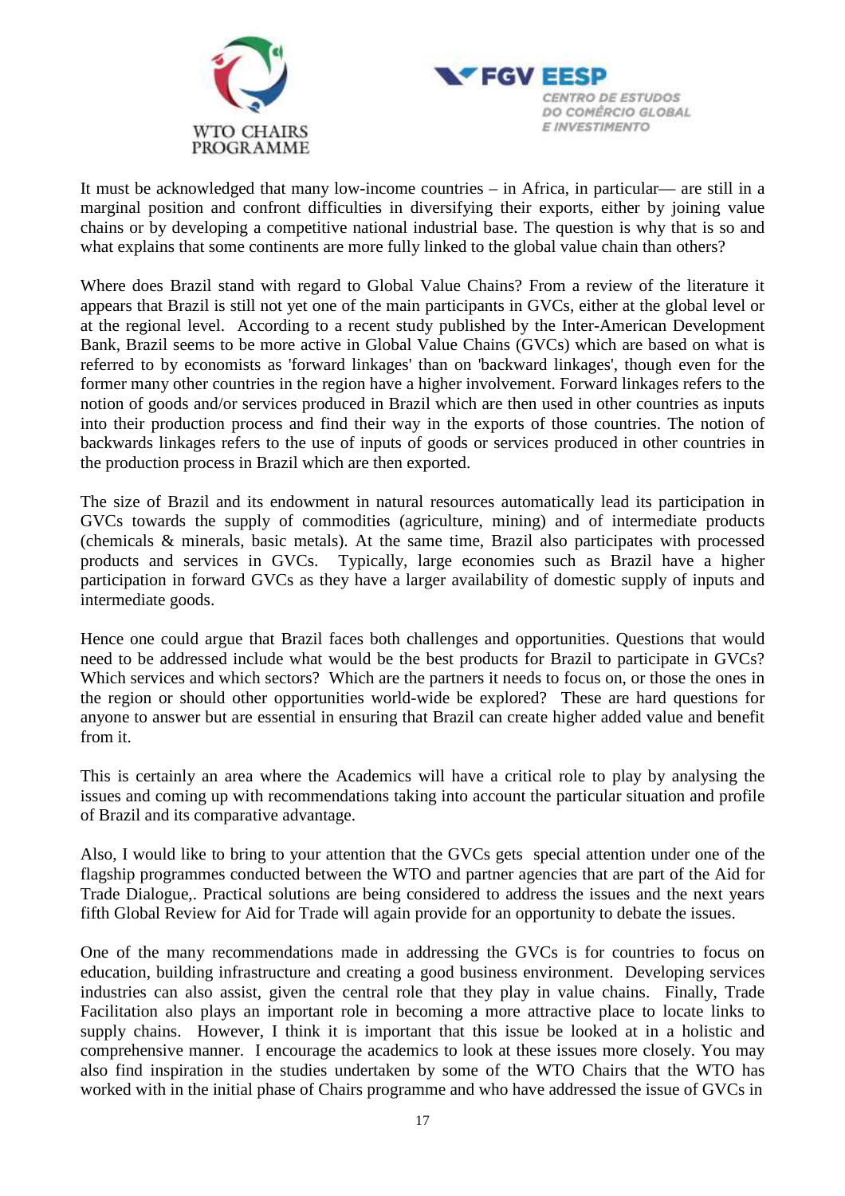It must be acknowledged that many low-income countries – in Africa, in particular— are still in a marginal position and confront difficulties in diversifying their exports, either by joining value chains or by developing a competitive national industrial base. The question is why that is so and what explains that some continents are more fully linked to the global value chain than others?

Where does Brazil stand with regard to Global Value Chains? From a review of the literature it appears that Brazil is still not yet one of the main participants in GVCs, either at the global level or at the regional level. According to a recent study published by the Inter-American Development Bank, Brazil seems to be more active in Global Value Chains (GVCs) which are based on what is referred to by economists as 'forward linkages' than on 'backward linkages', though even for the former many other countries in the region have a higher involvement. Forward linkages refers to the notion of goods and/or services produced in Brazil which are then used in other countries as inputs into their production process and find their way in the exports of those countries. The notion of backwards linkages refers to the use of inputs of goods or services produced in other countries in the production process in Brazil which are then exported.

The size of Brazil and its endowment in natural resources automatically lead its participation in GVCs towards the supply of commodities (agriculture, mining) and of intermediate products (chemicals & minerals, basic metals). At the same time, Brazil also participates with processed products and services in GVCs. Typically, large economies such as Brazil have a higher participation in forward GVCs as they have a larger availability of domestic supply of inputs and intermediate goods.

Hence one could argue that Brazil faces both challenges and opportunities. Questions that would need to be addressed include what would be the best products for Brazil to participate in GVCs? Which services and which sectors? Which are the partners it needs to focus on, or those the ones in the region or should other opportunities world-wide be explored? These are hard questions for anyone to answer but are essential in ensuring that Brazil can create higher added value and benefit from it.

This is certainly an area where the Academics will have a critical role to play by analysing the issues and coming up with recommendations taking into account the particular situation and profile of Brazil and its comparative advantage.

Also, I would like to bring to your attention that the GVCs gets special attention under one of the flagship programmes conducted between the WTO and partner agencies that are part of the Aid for Trade Dialogue,. Practical solutions are being considered to address the issues and the next years fifth Global Review for Aid for Trade will again provide for an opportunity to debate the issues.

One of the many recommendations made in addressing the GVCs is for countries to focus on education, building infrastructure and creating a good business environment. Developing services industries can also assist, given the central role that they play in value chains. Finally, Trade Facilitation also plays an important role in becoming a more attractive place to locate links to supply chains. However, I think it is important that this issue be looked at in a holistic and comprehensive manner. I encourage the academics to look at these issues more closely. You may also find inspiration in the studies undertaken by some of the WTO Chairs that the WTO has worked with in the initial phase of Chairs programme and who have addressed the issue of GVCs in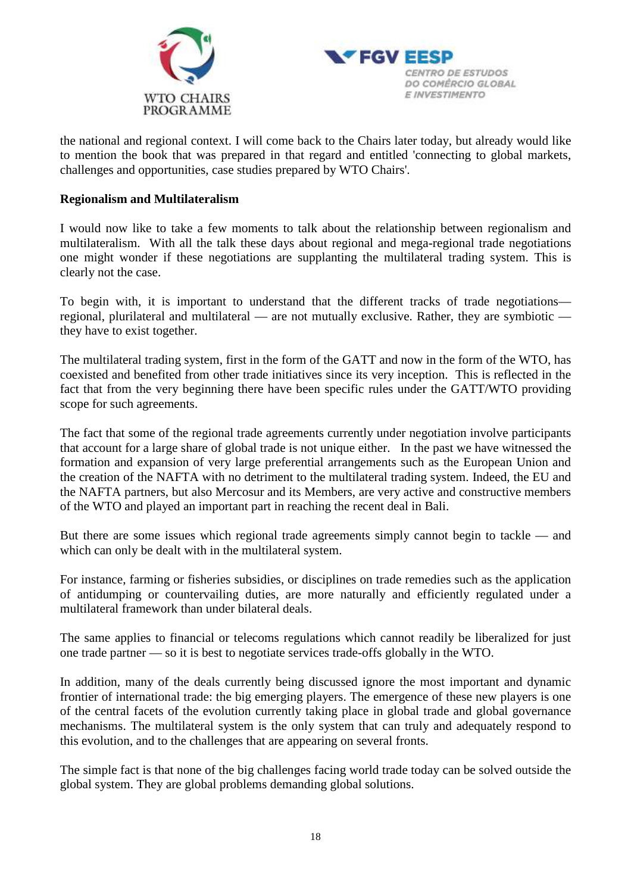the national and regional context. I will come back to the Chairs later today, but already would like to mention the book that was prepared in that regard and entitled 'connecting to global markets, challenges and opportunities, case studies prepared by WTO Chairs'.

**Regionalism and Multilateralism**

I would now like to take a few moments to talk about the relationship between regionalism and multilateralism. With all the talk these days about regional and mega-regional trade negotiations one might wonder if these negotiations are supplanting the multilateral trading system. This is clearly not the case.

To begin with, it is important to understand that the different tracks of trade negotiations— regional, plurilateral and multilateral — are not mutually exclusive. Rather, they are symbiotic — they have to exist together.

The multilateral trading system, first in the form of the GATT and now in the form of the WTO, has coexisted and benefited from other trade initiatives since its very inception. This is reflected in the fact that from the very beginning there have been specific rules under the GATT/WTO providing scope for such agreements.

The fact that some of the regional trade agreements currently under negotiation involve participants that account for a large share of global trade is not unique either. In the past we have witnessed the formation and expansion of very large preferential arrangements such as the European Union and the creation of the NAFTA with no detriment to the multilateral trading system. Indeed, the EU and the NAFTA partners, but also Mercosur and its Members, are very active and constructive members of the WTO and played an important part in reaching the recent deal in Bali.

But there are some issues which regional trade agreements simply cannot begin to tackle — and which can only be dealt with in the multilateral system.

For instance, farming or fisheries subsidies, or disciplines on trade remedies such as the application of antidumping or countervailing duties, are more naturally and efficiently regulated under a multilateral framework than under bilateral deals.

The same applies to financial or telecoms regulations which cannot readily be liberalized for just one trade partner — so it is best to negotiate services trade-offs globally in the WTO.

In addition, many of the deals currently being discussed ignore the most important and dynamic frontier of international trade: the big emerging players. The emergence of these new players is one of the central facets of the evolution currently taking place in global trade and global governance mechanisms. The multilateral system is the only system that can truly and adequately respond to this evolution, and to the challenges that are appearing on several fronts.

The simple fact is that none of the big challenges facing world trade today can be solved outside the global system. They are global problems demanding global solutions.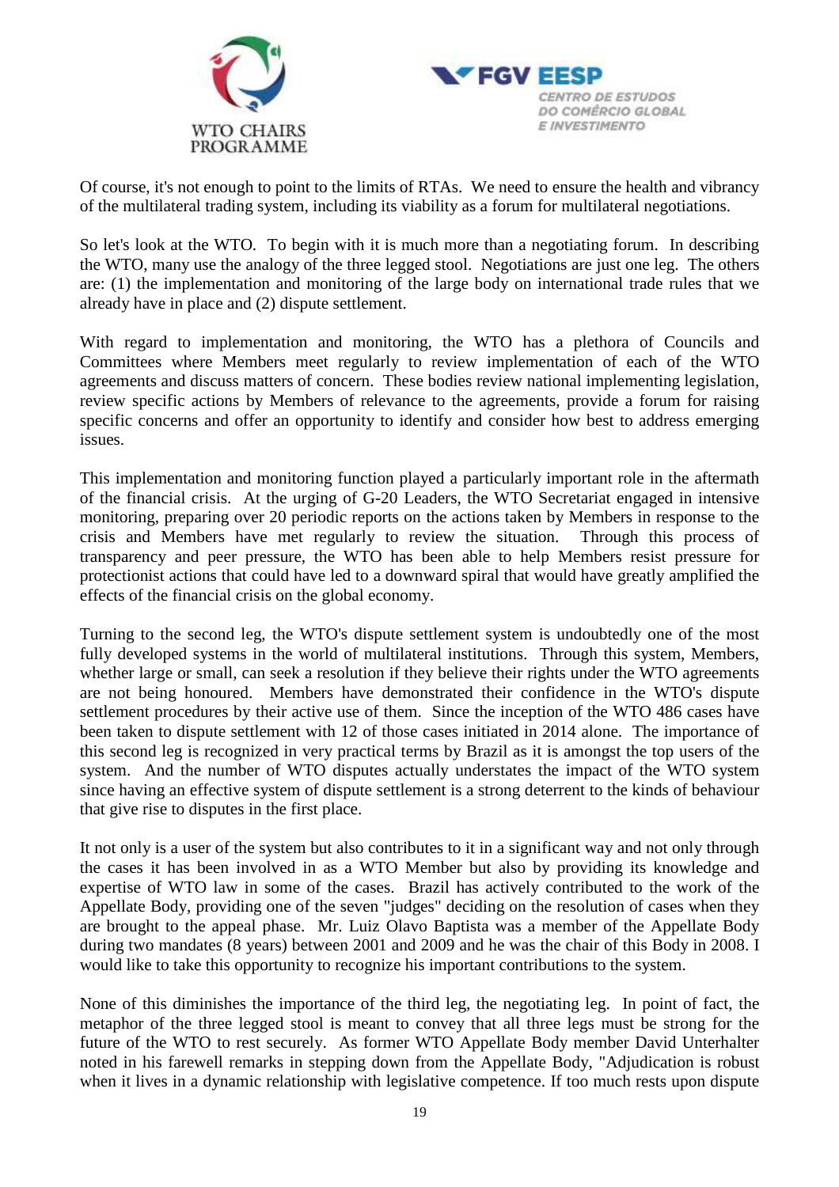Of course, it's not enough to point to the limits of RTAs. We need to ensure the health and vibrancy of the multilateral trading system, including its viability as a forum for multilateral negotiations.

So let's look at the WTO. To begin with it is much more than a negotiating forum. In describing the WTO, many use the analogy of the three legged stool. Negotiations are just one leg. The others are: (1) the implementation and monitoring of the large body on international trade rules that we already have in place and (2) dispute settlement.

With regard to implementation and monitoring, the WTO has a plethora of Councils and Committees where Members meet regularly to review implementation of each of the WTO agreements and discuss matters of concern. These bodies review national implementing legislation, review specific actions by Members of relevance to the agreements, provide a forum for raising specific concerns and offer an opportunity to identify and consider how best to address emerging issues.

This implementation and monitoring function played a particularly important role in the aftermath of the financial crisis. At the urging of G-20 Leaders, the WTO Secretariat engaged in intensive monitoring, preparing over 20 periodic reports on the actions taken by Members in response to the crisis and Members have met regularly to review the situation. Through this process of transparency and peer pressure, the WTO has been able to help Members resist pressure for protectionist actions that could have led to a downward spiral that would have greatly amplified the effects of the financial crisis on the global economy.

Turning to the second leg, the WTO's dispute settlement system is undoubtedly one of the most fully developed systems in the world of multilateral institutions. Through this system, Members, whether large or small, can seek a resolution if they believe their rights under the WTO agreements are not being honoured. Members have demonstrated their confidence in the WTO's dispute settlement procedures by their active use of them. Since the inception of the WTO 486 cases have been taken to dispute settlement with 12 of those cases initiated in 2014 alone. The importance of this second leg is recognized in very practical terms by Brazil as it is amongst the top users of the system. And the number of WTO disputes actually understates the impact of the WTO system since having an effective system of dispute settlement is a strong deterrent to the kinds of behaviour that give rise to disputes in the first place.

It not only is a user of the system but also contributes to it in a significant way and not only through the cases it has been involved in as a WTO Member but also by providing its knowledge and expertise of WTO law in some of the cases. Brazil has actively contributed to the work of the Appellate Body, providing one of the seven "judges" deciding on the resolution of cases when they are brought to the appeal phase. Mr. Luiz Olavo Baptista was a member of the Appellate Body during two mandates (8 years) between 2001 and 2009 and he was the chair of this Body in 2008. I would like to take this opportunity to recognize his important contributions to the system.

None of this diminishes the importance of the third leg, the negotiating leg. In point of fact, the metaphor of the three legged stool is meant to convey that all three legs must be strong for the future of the WTO to rest securely. As former WTO Appellate Body member David Unterhalter noted in his farewell remarks in stepping down from the Appellate Body, "Adjudication is robust when it lives in a dynamic relationship with legislative competence. If too much rests upon dispute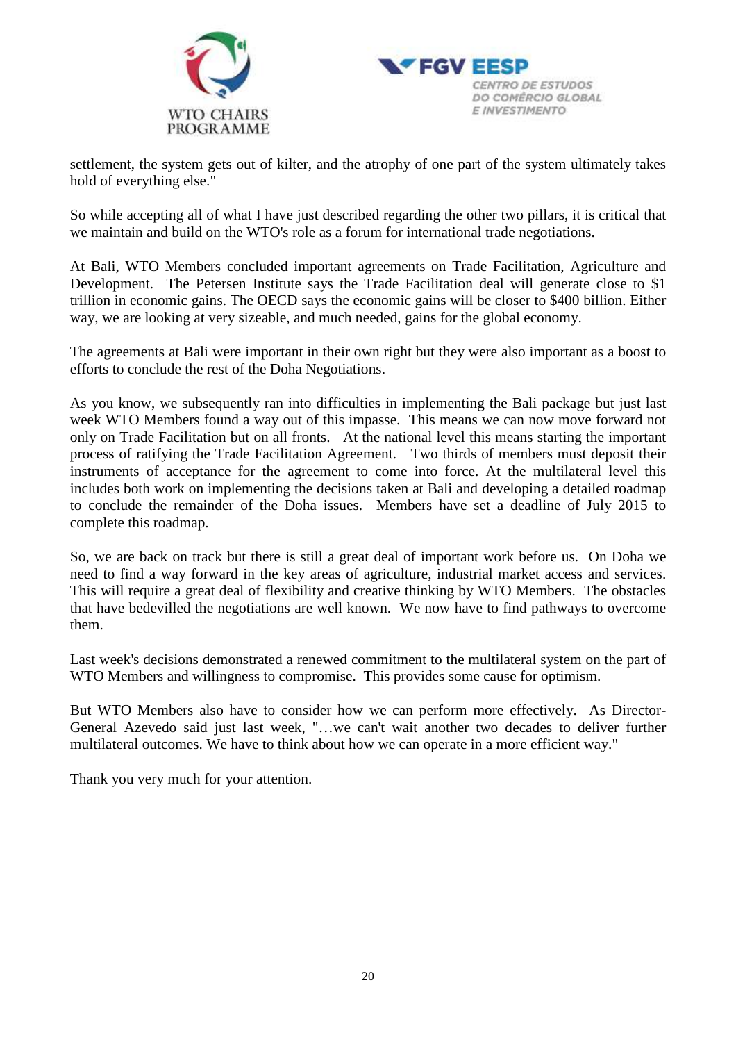settlement, the system gets out of kilter, and the atrophy of one part of the system ultimately takes hold of everything else."

So while accepting all of what I have just described regarding the other two pillars, it is critical that we maintain and build on the WTO's role as a forum for international trade negotiations.

At Bali, WTO Members concluded important agreements on Trade Facilitation, Agriculture and Development. The Petersen Institute says the Trade Facilitation deal will generate close to $1 trillion in economic gains. The OECD says the economic gains will be closer to $400 billion. Either way, we are looking at very sizeable, and much needed, gains for the global economy.

The agreements at Bali were important in their own right but they were also important as a boost to efforts to conclude the rest of the Doha Negotiations.

As you know, we subsequently ran into difficulties in implementing the Bali package but just last week WTO Members found a way out of this impasse. This means we can now move forward not only on Trade Facilitation but on all fronts. At the national level this means starting the important process of ratifying the Trade Facilitation Agreement. Two thirds of members must deposit their instruments of acceptance for the agreement to come into force. At the multilateral level this includes both work on implementing the decisions taken at Bali and developing a detailed roadmap to conclude the remainder of the Doha issues. Members have set a deadline of July 2015 to complete this roadmap.

So, we are back on track but there is still a great deal of important work before us. On Doha we need to find a way forward in the key areas of agriculture, industrial market access and services. This will require a great deal of flexibility and creative thinking by WTO Members. The obstacles that have bedevilled the negotiations are well known. We now have to find pathways to overcome them.

Last week's decisions demonstrated a renewed commitment to the multilateral system on the part of WTO Members and willingness to compromise. This provides some cause for optimism.

But WTO Members also have to consider how we can perform more effectively. As Director-General Azevedo said just last week, "…we can't wait another two decades to deliver further multilateral outcomes. We have to think about how we can operate in a more efficient way."

Thank you very much for your attention.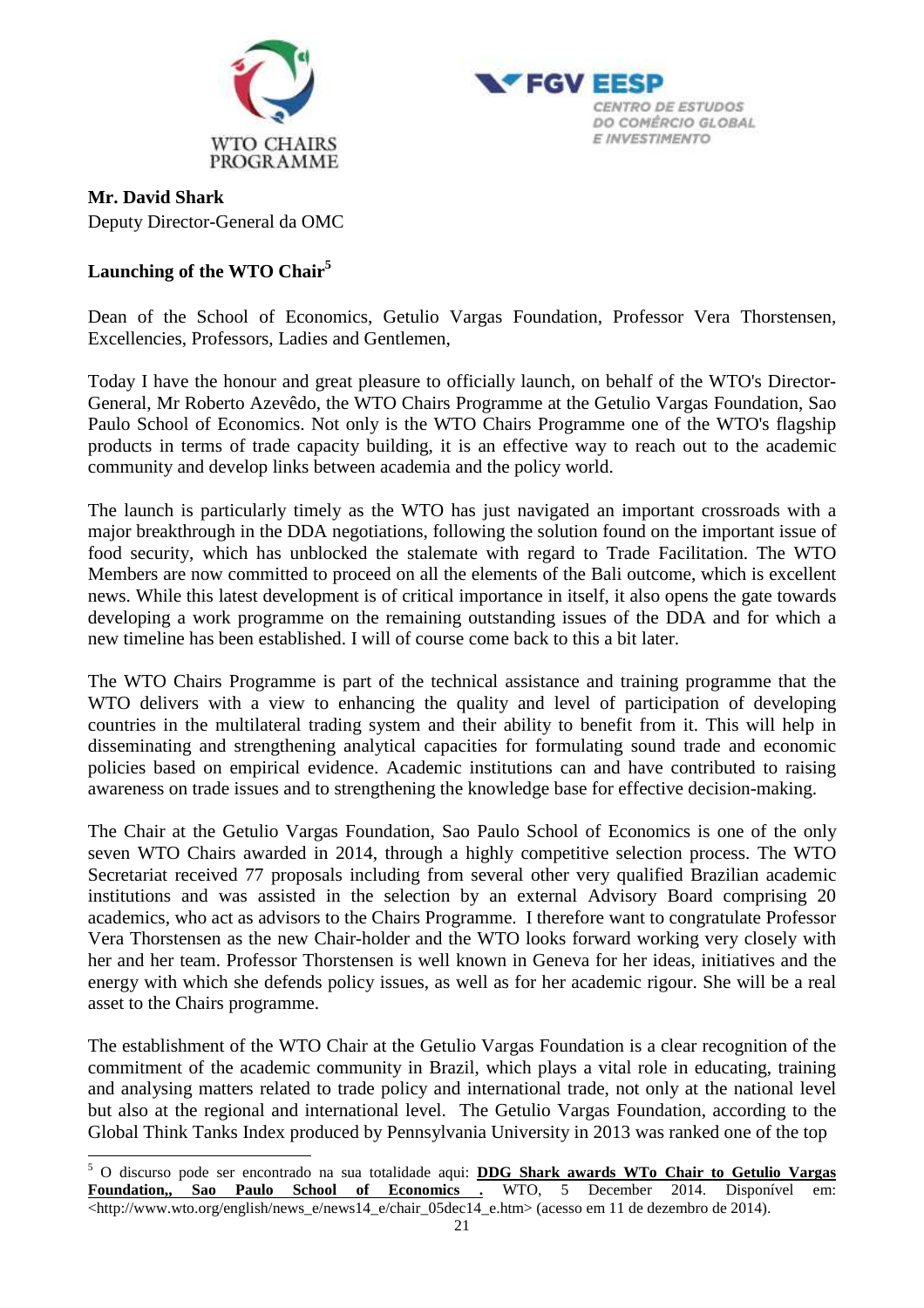**Mr. David Shark**
Deputy Director-General da OMC

**Launching of the WTO Chair**[5]

Dean of the School of Economics, Getulio Vargas Foundation, Professor Vera Thorstensen, Excellencies, Professors, Ladies and Gentlemen,

Today I have the honour and great pleasure to officially launch, on behalf of the WTO's Director-General, Mr Roberto Azevêdo, the WTO Chairs Programme at the Getulio Vargas Foundation, Sao Paulo School of Economics. Not only is the WTO Chairs Programme one of the WTO's flagship products in terms of trade capacity building, it is an effective way to reach out to the academic community and develop links between academia and the policy world.

The launch is particularly timely as the WTO has just navigated an important crossroads with a major breakthrough in the DDA negotiations, following the solution found on the important issue of food security, which has unblocked the stalemate with regard to Trade Facilitation. The WTO Members are now committed to proceed on all the elements of the Bali outcome, which is excellent news. While this latest development is of critical importance in itself, it also opens the gate towards developing a work programme on the remaining outstanding issues of the DDA and for which a new timeline has been established. I will of course come back to this a bit later.

The WTO Chairs Programme is part of the technical assistance and training programme that the WTO delivers with a view to enhancing the quality and level of participation of developing countries in the multilateral trading system and their ability to benefit from it. This will help in disseminating and strengthening analytical capacities for formulating sound trade and economic policies based on empirical evidence. Academic institutions can and have contributed to raising awareness on trade issues and to strengthening the knowledge base for effective decision-making.

The Chair at the Getulio Vargas Foundation, Sao Paulo School of Economics is one of the only seven WTO Chairs awarded in 2014, through a highly competitive selection process. The WTO Secretariat received 77 proposals including from several other very qualified Brazilian academic institutions and was assisted in the selection by an external Advisory Board comprising 20 academics, who act as advisors to the Chairs Programme. I therefore want to congratulate Professor Vera Thorstensen as the new Chair-holder and the WTO looks forward working very closely with her and her team. Professor Thorstensen is well known in Geneva for her ideas, initiatives and the energy with which she defends policy issues, as well as for her academic rigour. She will be a real asset to the Chairs programme.

The establishment of the WTO Chair at the Getulio Vargas Foundation is a clear recognition of the commitment of the academic community in Brazil, which plays a vital role in educating, training and analysing matters related to trade policy and international trade, not only at the national level but also at the regional and international level. The Getulio Vargas Foundation, according to the Global Think Tanks Index produced by Pennsylvania University in 2013 was ranked one of the top

---

[5] O discurso pode ser encontrado na sua totalidade aqui: **DDG Shark awards WTo Chair to Getulio Vargas Foundation,, Sao Paulo School of Economics .** WTO, 5 December 2014. Disponível em: <http://www.wto.org/english/news_e/news14_e/chair_05dec14_e.htm> (acesso em 11 de dezembro de 2014).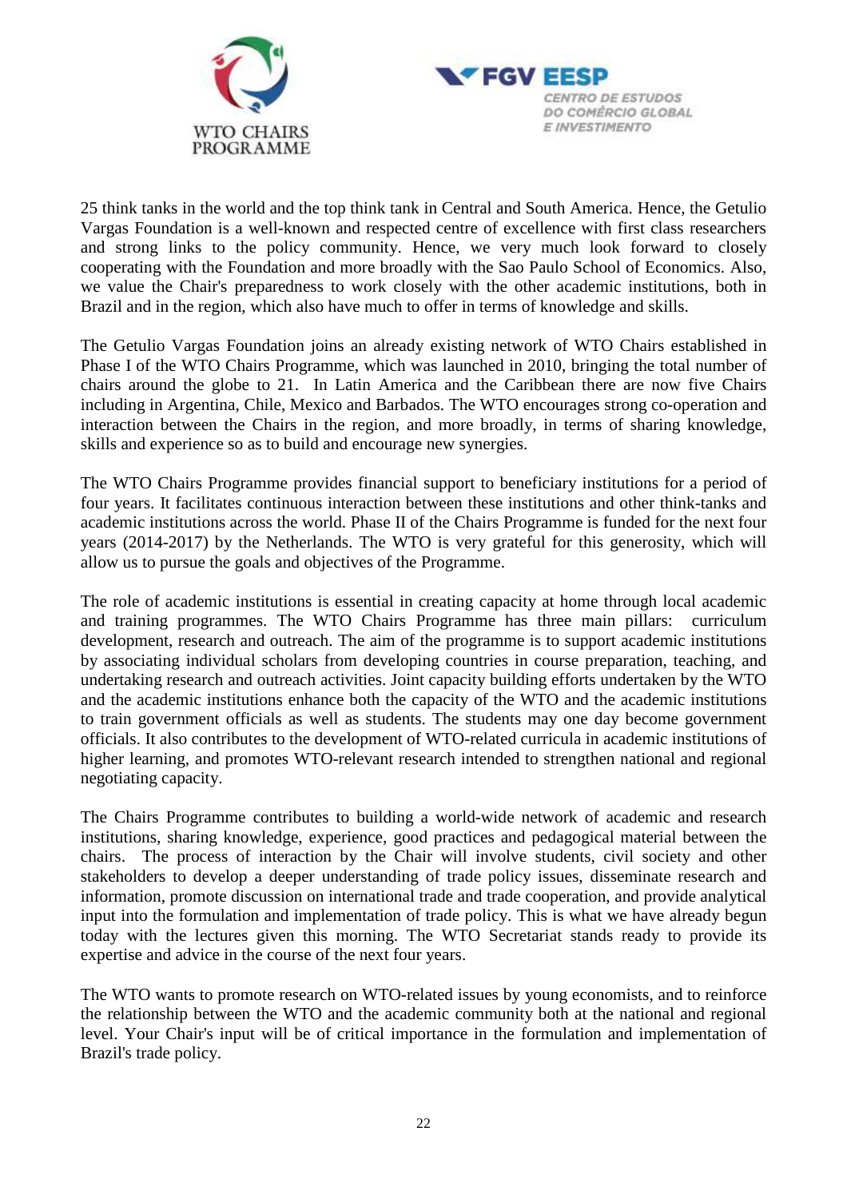25 think tanks in the world and the top think tank in Central and South America. Hence, the Getulio Vargas Foundation is a well-known and respected centre of excellence with first class researchers and strong links to the policy community. Hence, we very much look forward to closely cooperating with the Foundation and more broadly with the Sao Paulo School of Economics. Also, we value the Chair's preparedness to work closely with the other academic institutions, both in Brazil and in the region, which also have much to offer in terms of knowledge and skills.

The Getulio Vargas Foundation joins an already existing network of WTO Chairs established in Phase I of the WTO Chairs Programme, which was launched in 2010, bringing the total number of chairs around the globe to 21. In Latin America and the Caribbean there are now five Chairs including in Argentina, Chile, Mexico and Barbados. The WTO encourages strong co-operation and interaction between the Chairs in the region, and more broadly, in terms of sharing knowledge, skills and experience so as to build and encourage new synergies.

The WTO Chairs Programme provides financial support to beneficiary institutions for a period of four years. It facilitates continuous interaction between these institutions and other think-tanks and academic institutions across the world. Phase II of the Chairs Programme is funded for the next four years (2014-2017) by the Netherlands. The WTO is very grateful for this generosity, which will allow us to pursue the goals and objectives of the Programme.

The role of academic institutions is essential in creating capacity at home through local academic and training programmes. The WTO Chairs Programme has three main pillars: curriculum development, research and outreach. The aim of the programme is to support academic institutions by associating individual scholars from developing countries in course preparation, teaching, and undertaking research and outreach activities. Joint capacity building efforts undertaken by the WTO and the academic institutions enhance both the capacity of the WTO and the academic institutions to train government officials as well as students. The students may one day become government officials. It also contributes to the development of WTO-related curricula in academic institutions of higher learning, and promotes WTO-relevant research intended to strengthen national and regional negotiating capacity.

The Chairs Programme contributes to building a world-wide network of academic and research institutions, sharing knowledge, experience, good practices and pedagogical material between the chairs. The process of interaction by the Chair will involve students, civil society and other stakeholders to develop a deeper understanding of trade policy issues, disseminate research and information, promote discussion on international trade and trade cooperation, and provide analytical input into the formulation and implementation of trade policy. This is what we have already begun today with the lectures given this morning. The WTO Secretariat stands ready to provide its expertise and advice in the course of the next four years.

The WTO wants to promote research on WTO-related issues by young economists, and to reinforce the relationship between the WTO and the academic community both at the national and regional level. Your Chair's input will be of critical importance in the formulation and implementation of Brazil's trade policy.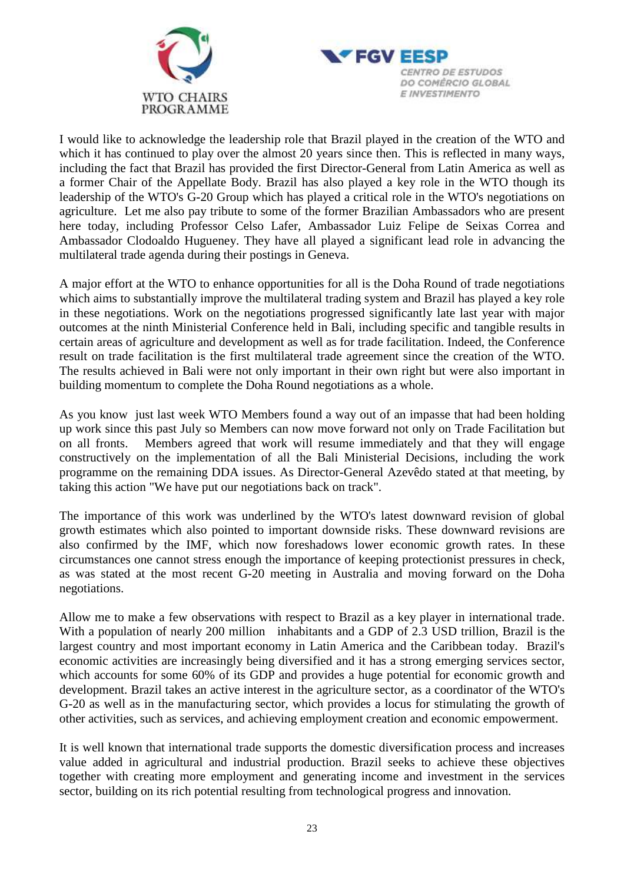I would like to acknowledge the leadership role that Brazil played in the creation of the WTO and which it has continued to play over the almost 20 years since then. This is reflected in many ways, including the fact that Brazil has provided the first Director-General from Latin America as well as a former Chair of the Appellate Body. Brazil has also played a key role in the WTO though its leadership of the WTO's G-20 Group which has played a critical role in the WTO's negotiations on agriculture. Let me also pay tribute to some of the former Brazilian Ambassadors who are present here today, including Professor Celso Lafer, Ambassador Luiz Felipe de Seixas Correa and Ambassador Clodoaldo Hugueney. They have all played a significant lead role in advancing the multilateral trade agenda during their postings in Geneva.

A major effort at the WTO to enhance opportunities for all is the Doha Round of trade negotiations which aims to substantially improve the multilateral trading system and Brazil has played a key role in these negotiations. Work on the negotiations progressed significantly late last year with major outcomes at the ninth Ministerial Conference held in Bali, including specific and tangible results in certain areas of agriculture and development as well as for trade facilitation. Indeed, the Conference result on trade facilitation is the first multilateral trade agreement since the creation of the WTO. The results achieved in Bali were not only important in their own right but were also important in building momentum to complete the Doha Round negotiations as a whole.

As you know just last week WTO Members found a way out of an impasse that had been holding up work since this past July so Members can now move forward not only on Trade Facilitation but on all fronts. Members agreed that work will resume immediately and that they will engage constructively on the implementation of all the Bali Ministerial Decisions, including the work programme on the remaining DDA issues. As Director-General Azevêdo stated at that meeting, by taking this action "We have put our negotiations back on track".

The importance of this work was underlined by the WTO's latest downward revision of global growth estimates which also pointed to important downside risks. These downward revisions are also confirmed by the IMF, which now foreshadows lower economic growth rates. In these circumstances one cannot stress enough the importance of keeping protectionist pressures in check, as was stated at the most recent G-20 meeting in Australia and moving forward on the Doha negotiations.

Allow me to make a few observations with respect to Brazil as a key player in international trade. With a population of nearly 200 million inhabitants and a GDP of 2.3 USD trillion, Brazil is the largest country and most important economy in Latin America and the Caribbean today. Brazil's economic activities are increasingly being diversified and it has a strong emerging services sector, which accounts for some 60% of its GDP and provides a huge potential for economic growth and development. Brazil takes an active interest in the agriculture sector, as a coordinator of the WTO's G-20 as well as in the manufacturing sector, which provides a locus for stimulating the growth of other activities, such as services, and achieving employment creation and economic empowerment.

It is well known that international trade supports the domestic diversification process and increases value added in agricultural and industrial production. Brazil seeks to achieve these objectives together with creating more employment and generating income and investment in the services sector, building on its rich potential resulting from technological progress and innovation.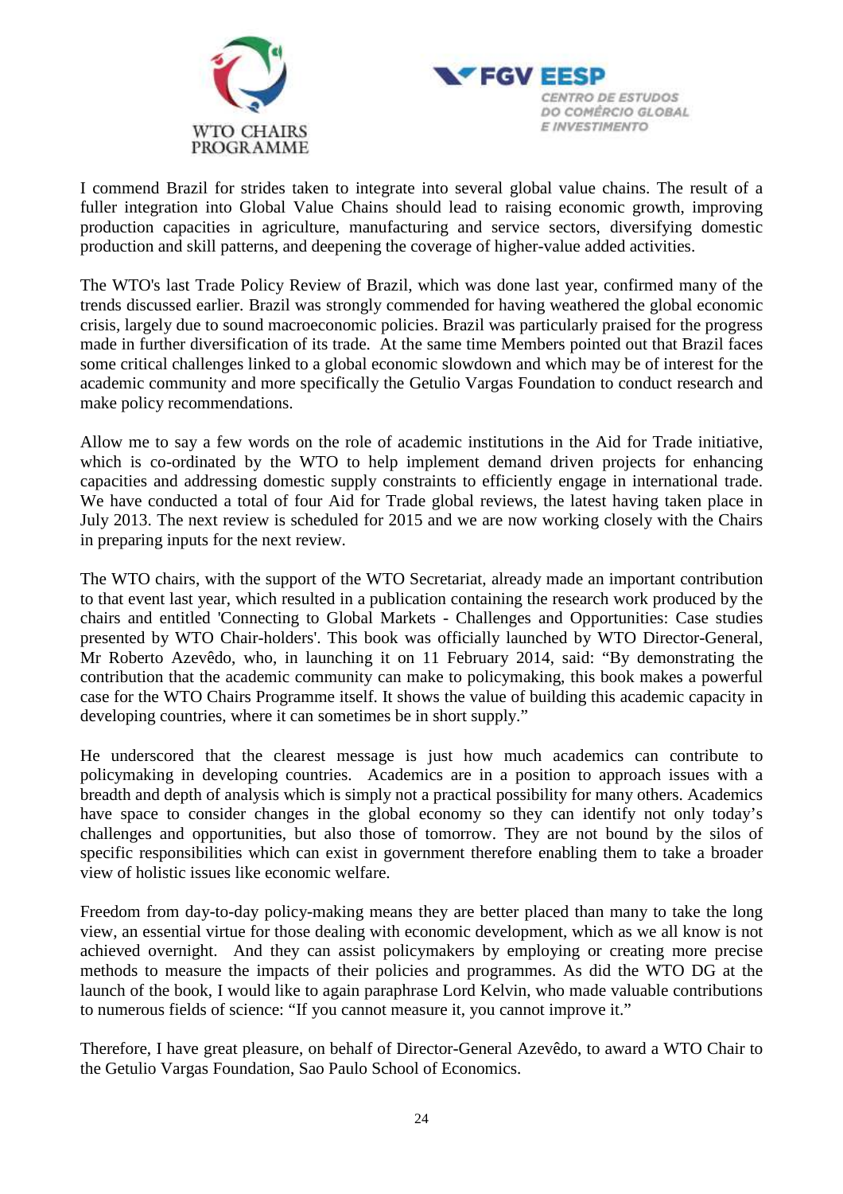I commend Brazil for strides taken to integrate into several global value chains. The result of a fuller integration into Global Value Chains should lead to raising economic growth, improving production capacities in agriculture, manufacturing and service sectors, diversifying domestic production and skill patterns, and deepening the coverage of higher-value added activities.

The WTO's last Trade Policy Review of Brazil, which was done last year, confirmed many of the trends discussed earlier. Brazil was strongly commended for having weathered the global economic crisis, largely due to sound macroeconomic policies. Brazil was particularly praised for the progress made in further diversification of its trade. At the same time Members pointed out that Brazil faces some critical challenges linked to a global economic slowdown and which may be of interest for the academic community and more specifically the Getulio Vargas Foundation to conduct research and make policy recommendations.

Allow me to say a few words on the role of academic institutions in the Aid for Trade initiative, which is co-ordinated by the WTO to help implement demand driven projects for enhancing capacities and addressing domestic supply constraints to efficiently engage in international trade. We have conducted a total of four Aid for Trade global reviews, the latest having taken place in July 2013. The next review is scheduled for 2015 and we are now working closely with the Chairs in preparing inputs for the next review.

The WTO chairs, with the support of the WTO Secretariat, already made an important contribution to that event last year, which resulted in a publication containing the research work produced by the chairs and entitled 'Connecting to Global Markets - Challenges and Opportunities: Case studies presented by WTO Chair-holders'. This book was officially launched by WTO Director-General, Mr Roberto Azevêdo, who, in launching it on 11 February 2014, said: "By demonstrating the contribution that the academic community can make to policymaking, this book makes a powerful case for the WTO Chairs Programme itself. It shows the value of building this academic capacity in developing countries, where it can sometimes be in short supply."

He underscored that the clearest message is just how much academics can contribute to policymaking in developing countries. Academics are in a position to approach issues with a breadth and depth of analysis which is simply not a practical possibility for many others. Academics have space to consider changes in the global economy so they can identify not only today's challenges and opportunities, but also those of tomorrow. They are not bound by the silos of specific responsibilities which can exist in government therefore enabling them to take a broader view of holistic issues like economic welfare.

Freedom from day-to-day policy-making means they are better placed than many to take the long view, an essential virtue for those dealing with economic development, which as we all know is not achieved overnight. And they can assist policymakers by employing or creating more precise methods to measure the impacts of their policies and programmes. As did the WTO DG at the launch of the book, I would like to again paraphrase Lord Kelvin, who made valuable contributions to numerous fields of science: "If you cannot measure it, you cannot improve it."

Therefore, I have great pleasure, on behalf of Director-General Azevêdo, to award a WTO Chair to the Getulio Vargas Foundation, Sao Paulo School of Economics.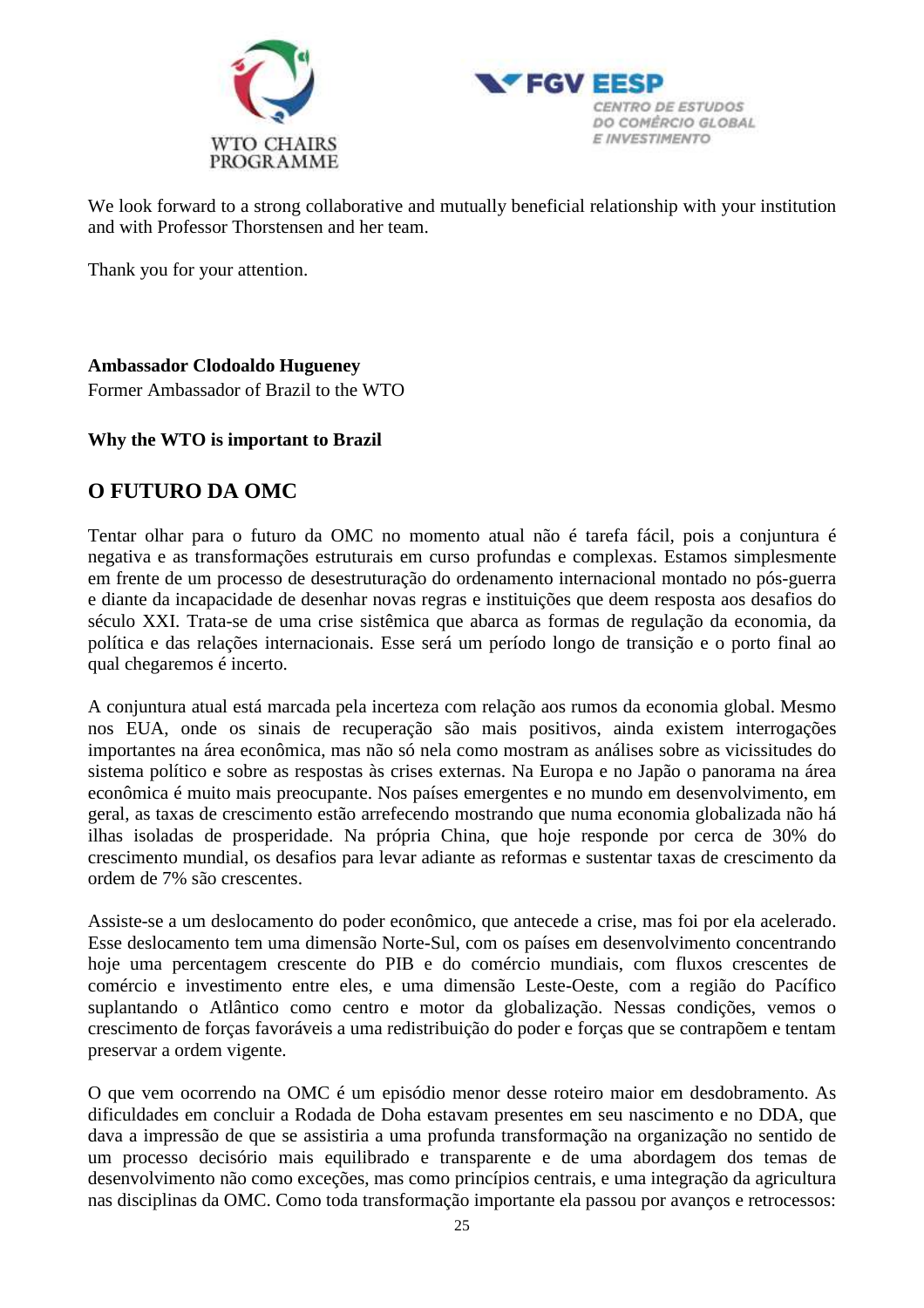We look forward to a strong collaborative and mutually beneficial relationship with your institution and with Professor Thorstensen and her team.

Thank you for your attention.

**Ambassador Clodoaldo Hugueney**
Former Ambassador of Brazil to the WTO

**Why the WTO is important to Brazil**

## O FUTURO DA OMC

Tentar olhar para o futuro da OMC no momento atual não é tarefa fácil, pois a conjuntura é negativa e as transformações estruturais em curso profundas e complexas. Estamos simplesmente em frente de um processo de desestruturação do ordenamento internacional montado no pós-guerra e diante da incapacidade de desenhar novas regras e instituições que deem resposta aos desafios do século XXI. Trata-se de uma crise sistêmica que abarca as formas de regulação da economia, da política e das relações internacionais. Esse será um período longo de transição e o porto final ao qual chegaremos é incerto.

A conjuntura atual está marcada pela incerteza com relação aos rumos da economia global. Mesmo nos EUA, onde os sinais de recuperação são mais positivos, ainda existem interrogações importantes na área econômica, mas não só nela como mostram as análises sobre as vicissitudes do sistema político e sobre as respostas às crises externas. Na Europa e no Japão o panorama na área econômica é muito mais preocupante. Nos países emergentes e no mundo em desenvolvimento, em geral, as taxas de crescimento estão arrefecendo mostrando que numa economia globalizada não há ilhas isoladas de prosperidade. Na própria China, que hoje responde por cerca de 30% do crescimento mundial, os desafios para levar adiante as reformas e sustentar taxas de crescimento da ordem de 7% são crescentes.

Assiste-se a um deslocamento do poder econômico, que antecede a crise, mas foi por ela acelerado. Esse deslocamento tem uma dimensão Norte-Sul, com os países em desenvolvimento concentrando hoje uma percentagem crescente do PIB e do comércio mundiais, com fluxos crescentes de comércio e investimento entre eles, e uma dimensão Leste-Oeste, com a região do Pacífico suplantando o Atlântico como centro e motor da globalização. Nessas condições, vemos o crescimento de forças favoráveis a uma redistribuição do poder e forças que se contrapõem e tentam preservar a ordem vigente.

O que vem ocorrendo na OMC é um episódio menor desse roteiro maior em desdobramento. As dificuldades em concluir a Rodada de Doha estavam presentes em seu nascimento e no DDA, que dava a impressão de que se assistiria a uma profunda transformação na organização no sentido de um processo decisório mais equilibrado e transparente e de uma abordagem dos temas de desenvolvimento não como exceções, mas como princípios centrais, e uma integração da agricultura nas disciplinas da OMC. Como toda transformação importante ela passou por avanços e retrocessos: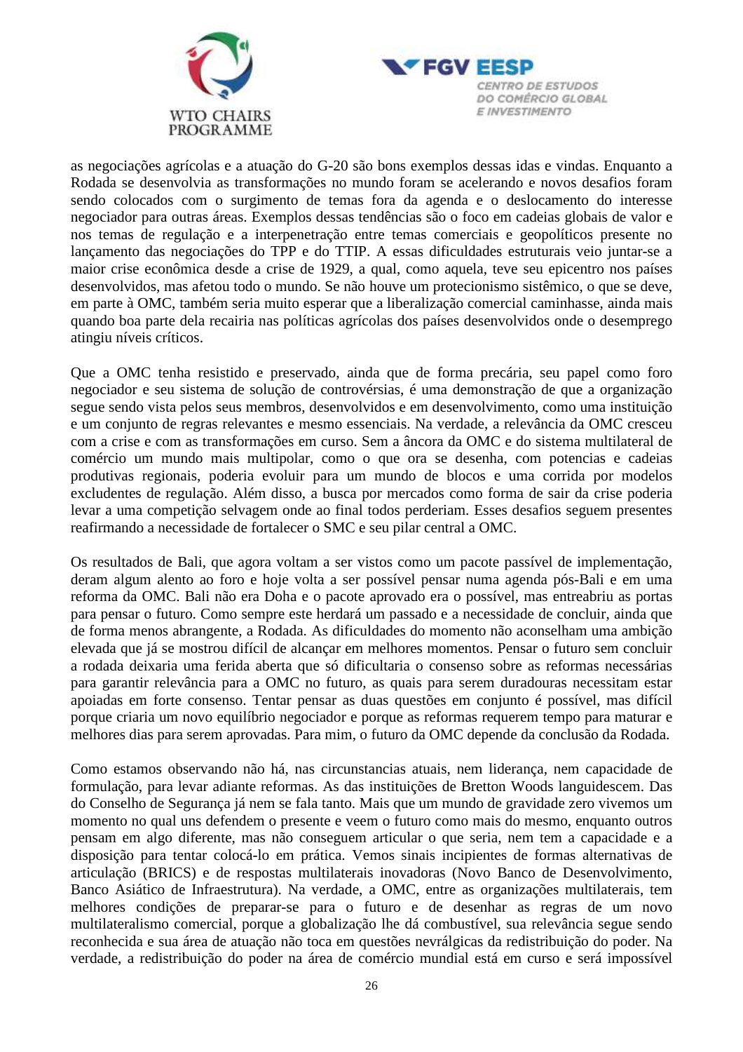as negociações agrícolas e a atuação do G-20 são bons exemplos dessas idas e vindas. Enquanto a Rodada se desenvolvia as transformações no mundo foram se acelerando e novos desafios foram sendo colocados com o surgimento de temas fora da agenda e o deslocamento do interesse negociador para outras áreas. Exemplos dessas tendências são o foco em cadeias globais de valor e nos temas de regulação e a interpenetração entre temas comerciais e geopolíticos presente no lançamento das negociações do TPP e do TTIP. A essas dificuldades estruturais veio juntar-se a maior crise econômica desde a crise de 1929, a qual, como aquela, teve seu epicentro nos países desenvolvidos, mas afetou todo o mundo. Se não houve um protecionismo sistêmico, o que se deve, em parte à OMC, também seria muito esperar que a liberalização comercial caminhasse, ainda mais quando boa parte dela recairia nas políticas agrícolas dos países desenvolvidos onde o desemprego atingiu níveis críticos.

Que a OMC tenha resistido e preservado, ainda que de forma precária, seu papel como foro negociador e seu sistema de solução de controvérsias, é uma demonstração de que a organização segue sendo vista pelos seus membros, desenvolvidos e em desenvolvimento, como uma instituição e um conjunto de regras relevantes e mesmo essenciais. Na verdade, a relevância da OMC cresceu com a crise e com as transformações em curso. Sem a âncora da OMC e do sistema multilateral de comércio um mundo mais multipolar, como o que ora se desenha, com potencias e cadeias produtivas regionais, poderia evoluir para um mundo de blocos e uma corrida por modelos excludentes de regulação. Além disso, a busca por mercados como forma de sair da crise poderia levar a uma competição selvagem onde ao final todos perderiam. Esses desafios seguem presentes reafirmando a necessidade de fortalecer o SMC e seu pilar central a OMC.

Os resultados de Bali, que agora voltam a ser vistos como um pacote passível de implementação, deram algum alento ao foro e hoje volta a ser possível pensar numa agenda pós-Bali e em uma reforma da OMC. Bali não era Doha e o pacote aprovado era o possível, mas entreabriu as portas para pensar o futuro. Como sempre este herdará um passado e a necessidade de concluir, ainda que de forma menos abrangente, a Rodada. As dificuldades do momento não aconselham uma ambição elevada que já se mostrou difícil de alcançar em melhores momentos. Pensar o futuro sem concluir a rodada deixaria uma ferida aberta que só dificultaria o consenso sobre as reformas necessárias para garantir relevância para a OMC no futuro, as quais para serem duradouras necessitam estar apoiadas em forte consenso. Tentar pensar as duas questões em conjunto é possível, mas difícil porque criaria um novo equilíbrio negociador e porque as reformas requerem tempo para maturar e melhores dias para serem aprovadas. Para mim, o futuro da OMC depende da conclusão da Rodada.

Como estamos observando não há, nas circunstancias atuais, nem liderança, nem capacidade de formulação, para levar adiante reformas. As das instituições de Bretton Woods languidescem. Das do Conselho de Segurança já nem se fala tanto. Mais que um mundo de gravidade zero vivemos um momento no qual uns defendem o presente e veem o futuro como mais do mesmo, enquanto outros pensam em algo diferente, mas não conseguem articular o que seria, nem tem a capacidade e a disposição para tentar colocá-lo em prática. Vemos sinais incipientes de formas alternativas de articulação (BRICS) e de respostas multilaterais inovadoras (Novo Banco de Desenvolvimento, Banco Asiático de Infraestrutura). Na verdade, a OMC, entre as organizações multilaterais, tem melhores condições de preparar-se para o futuro e de desenhar as regras de um novo multilateralismo comercial, porque a globalização lhe dá combustível, sua relevância segue sendo reconhecida e sua área de atuação não toca em questões nevrálgicas da redistribuição do poder. Na verdade, a redistribuição do poder na área de comércio mundial está em curso e será impossível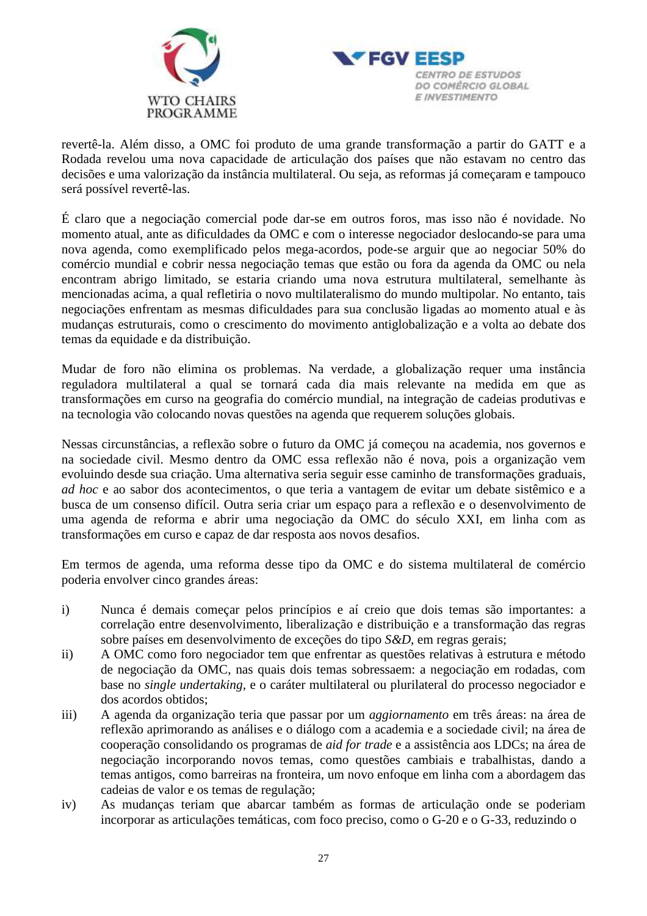revertê-la. Além disso, a OMC foi produto de uma grande transformação a partir do GATT e a Rodada revelou uma nova capacidade de articulação dos países que não estavam no centro das decisões e uma valorização da instância multilateral. Ou seja, as reformas já começaram e tampouco será possível revertê-las.

É claro que a negociação comercial pode dar-se em outros foros, mas isso não é novidade. No momento atual, ante as dificuldades da OMC e com o interesse negociador deslocando-se para uma nova agenda, como exemplificado pelos mega-acordos, pode-se arguir que ao negociar 50% do comércio mundial e cobrir nessa negociação temas que estão ou fora da agenda da OMC ou nela encontram abrigo limitado, se estaria criando uma nova estrutura multilateral, semelhante às mencionadas acima, a qual refletiria o novo multilateralismo do mundo multipolar. No entanto, tais negociações enfrentam as mesmas dificuldades para sua conclusão ligadas ao momento atual e às mudanças estruturais, como o crescimento do movimento antiglobalização e a volta ao debate dos temas da equidade e da distribuição.

Mudar de foro não elimina os problemas. Na verdade, a globalização requer uma instância reguladora multilateral a qual se tornará cada dia mais relevante na medida em que as transformações em curso na geografia do comércio mundial, na integração de cadeias produtivas e na tecnologia vão colocando novas questões na agenda que requerem soluções globais.

Nessas circunstâncias, a reflexão sobre o futuro da OMC já começou na academia, nos governos e na sociedade civil. Mesmo dentro da OMC essa reflexão não é nova, pois a organização vem evoluindo desde sua criação. Uma alternativa seria seguir esse caminho de transformações graduais, *ad hoc* e ao sabor dos acontecimentos, o que teria a vantagem de evitar um debate sistêmico e a busca de um consenso difícil. Outra seria criar um espaço para a reflexão e o desenvolvimento de uma agenda de reforma e abrir uma negociação da OMC do século XXI, em linha com as transformações em curso e capaz de dar resposta aos novos desafios.

Em termos de agenda, uma reforma desse tipo da OMC e do sistema multilateral de comércio poderia envolver cinco grandes áreas:

i) Nunca é demais começar pelos princípios e aí creio que dois temas são importantes: a correlação entre desenvolvimento, liberalização e distribuição e a transformação das regras sobre países em desenvolvimento de exceções do tipo *S&D*, em regras gerais;

ii) A OMC como foro negociador tem que enfrentar as questões relativas à estrutura e método de negociação da OMC, nas quais dois temas sobressaem: a negociação em rodadas, com base no *single undertaking,* e o caráter multilateral ou plurilateral do processo negociador e dos acordos obtidos;

iii) A agenda da organização teria que passar por um *aggiornamento* em três áreas: na área de reflexão aprimorando as análises e o diálogo com a academia e a sociedade civil; na área de cooperação consolidando os programas de *aid for trade* e a assistência aos LDCs; na área de negociação incorporando novos temas, como questões cambiais e trabalhistas, dando a temas antigos, como barreiras na fronteira, um novo enfoque em linha com a abordagem das cadeias de valor e os temas de regulação;

iv) As mudanças teriam que abarcar também as formas de articulação onde se poderiam incorporar as articulações temáticas, com foco preciso, como o G-20 e o G-33, reduzindo o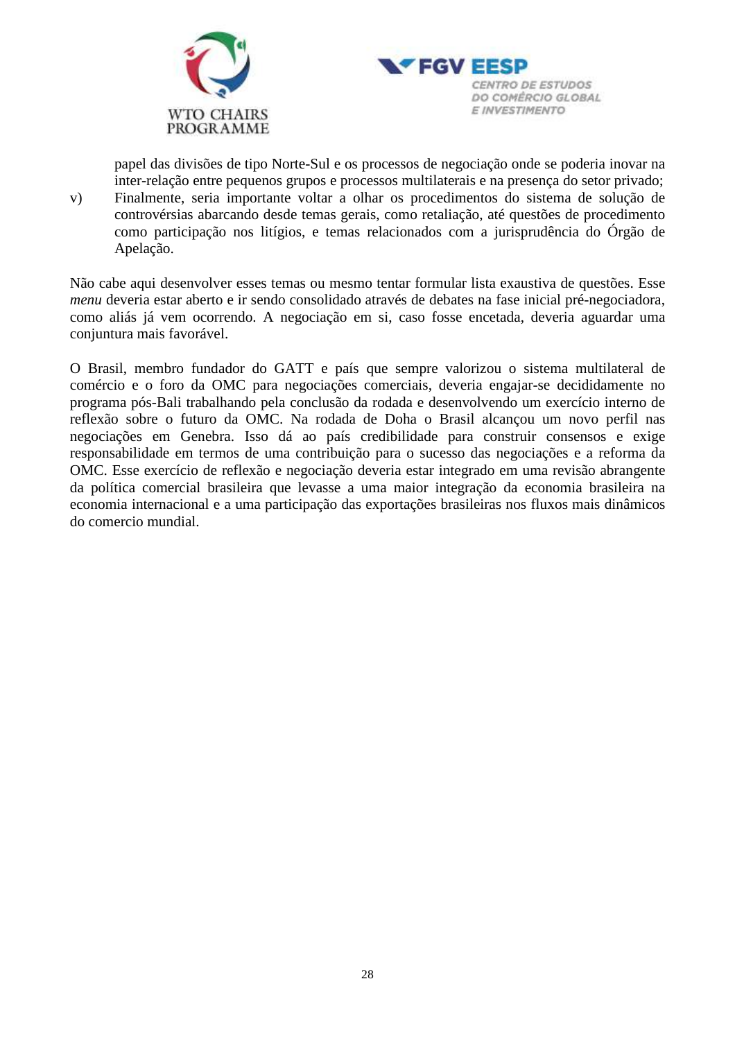papel das divisões de tipo Norte-Sul e os processos de negociação onde se poderia inovar na inter-relação entre pequenos grupos e processos multilaterais e na presença do setor privado;

v) Finalmente, seria importante voltar a olhar os procedimentos do sistema de solução de controvérsias abarcando desde temas gerais, como retaliação, até questões de procedimento como participação nos litígios, e temas relacionados com a jurisprudência do Órgão de Apelação.

Não cabe aqui desenvolver esses temas ou mesmo tentar formular lista exaustiva de questões. Esse *menu* deveria estar aberto e ir sendo consolidado através de debates na fase inicial pré-negociadora, como aliás já vem ocorrendo. A negociação em si, caso fosse encetada, deveria aguardar uma conjuntura mais favorável.

O Brasil, membro fundador do GATT e país que sempre valorizou o sistema multilateral de comércio e o foro da OMC para negociações comerciais, deveria engajar-se decididamente no programa pós-Bali trabalhando pela conclusão da rodada e desenvolvendo um exercício interno de reflexão sobre o futuro da OMC. Na rodada de Doha o Brasil alcançou um novo perfil nas negociações em Genebra. Isso dá ao país credibilidade para construir consensos e exige responsabilidade em termos de uma contribuição para o sucesso das negociações e a reforma da OMC. Esse exercício de reflexão e negociação deveria estar integrado em uma revisão abrangente da política comercial brasileira que levasse a uma maior integração da economia brasileira na economia internacional e a uma participação das exportações brasileiras nos fluxos mais dinâmicos do comercio mundial.